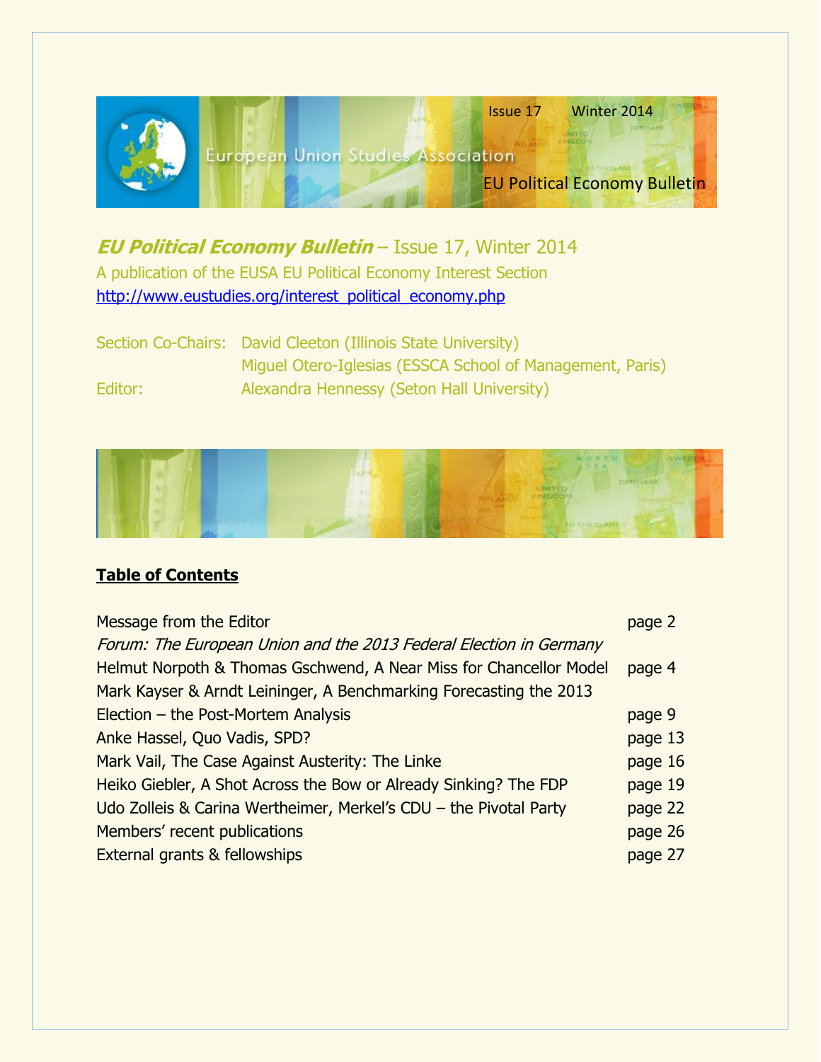Issue 17 Winter 2014

European Union Studies Association

EU Political Economy Bulletin

# *EU Political Economy Bulletin* – Issue 17, Winter 2014

A publication of the EUSA EU Political Economy Interest Section
http://www.eustudies.org/interest_political_economy.php

Section Co-Chairs: David Cleeton (Illinois State University)
Miguel Otero-Iglesias (ESSCA School of Management, Paris)
Editor: Alexandra Hennessy (Seton Hall University)

## **Table of Contents**

| | |
|---|---|
| Message from the Editor | page 2 |
| *Forum: The European Union and the 2013 Federal Election in Germany* | |
| Helmut Norpoth & Thomas Gschwend, A Near Miss for Chancellor Model | page 4 |
| Mark Kayser & Arndt Leininger, A Benchmarking Forecasting the 2013 Election – the Post-Mortem Analysis | page 9 |
| Anke Hassel, Quo Vadis, SPD? | page 13 |
| Mark Vail, The Case Against Austerity: The Linke | page 16 |
| Heiko Giebler, A Shot Across the Bow or Already Sinking? The FDP | page 19 |
| Udo Zolleis & Carina Wertheimer, Merkel's CDU – the Pivotal Party | page 22 |
| Members' recent publications | page 26 |
| External grants & fellowships | page 27 |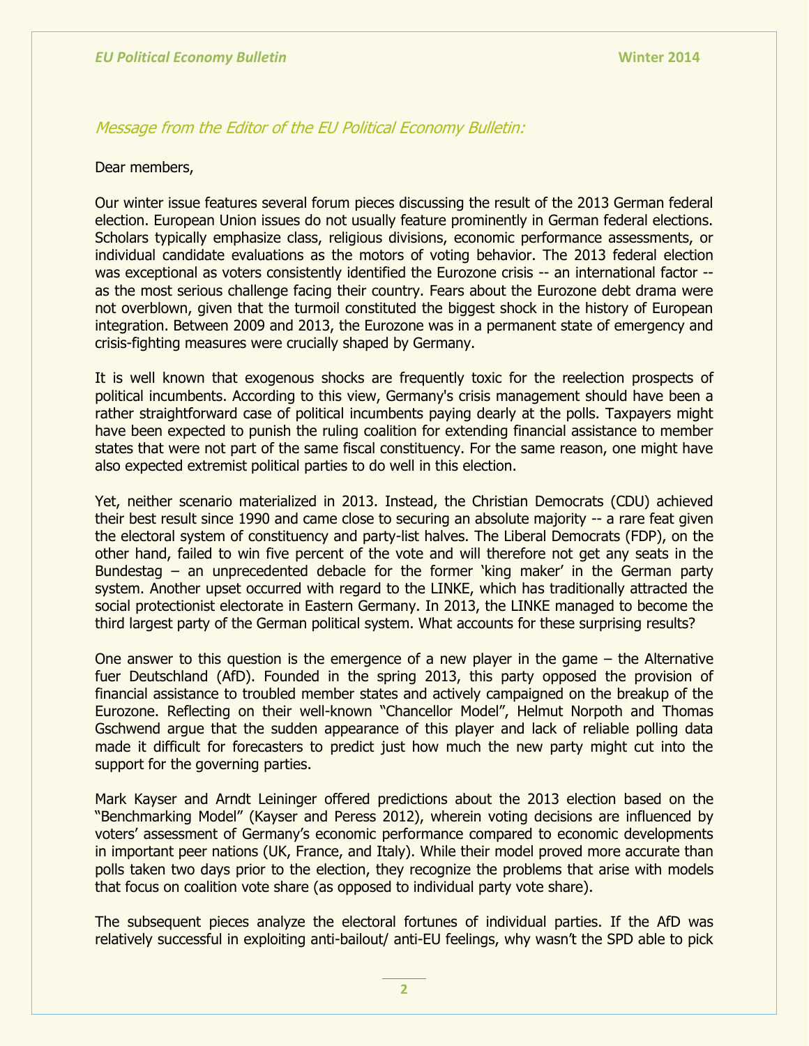*Message from the Editor of the EU Political Economy Bulletin:*

Dear members,

Our winter issue features several forum pieces discussing the result of the 2013 German federal election. European Union issues do not usually feature prominently in German federal elections. Scholars typically emphasize class, religious divisions, economic performance assessments, or individual candidate evaluations as the motors of voting behavior. The 2013 federal election was exceptional as voters consistently identified the Eurozone crisis -- an international factor -- as the most serious challenge facing their country. Fears about the Eurozone debt drama were not overblown, given that the turmoil constituted the biggest shock in the history of European integration. Between 2009 and 2013, the Eurozone was in a permanent state of emergency and crisis-fighting measures were crucially shaped by Germany.

It is well known that exogenous shocks are frequently toxic for the reelection prospects of political incumbents. According to this view, Germany's crisis management should have been a rather straightforward case of political incumbents paying dearly at the polls. Taxpayers might have been expected to punish the ruling coalition for extending financial assistance to member states that were not part of the same fiscal constituency. For the same reason, one might have also expected extremist political parties to do well in this election.

Yet, neither scenario materialized in 2013. Instead, the Christian Democrats (CDU) achieved their best result since 1990 and came close to securing an absolute majority -- a rare feat given the electoral system of constituency and party-list halves. The Liberal Democrats (FDP), on the other hand, failed to win five percent of the vote and will therefore not get any seats in the Bundestag – an unprecedented debacle for the former 'king maker' in the German party system. Another upset occurred with regard to the LINKE, which has traditionally attracted the social protectionist electorate in Eastern Germany. In 2013, the LINKE managed to become the third largest party of the German political system. What accounts for these surprising results?

One answer to this question is the emergence of a new player in the game – the Alternative fuer Deutschland (AfD). Founded in the spring 2013, this party opposed the provision of financial assistance to troubled member states and actively campaigned on the breakup of the Eurozone. Reflecting on their well-known "Chancellor Model", Helmut Norpoth and Thomas Gschwend argue that the sudden appearance of this player and lack of reliable polling data made it difficult for forecasters to predict just how much the new party might cut into the support for the governing parties.

Mark Kayser and Arndt Leininger offered predictions about the 2013 election based on the "Benchmarking Model" (Kayser and Peress 2012), wherein voting decisions are influenced by voters' assessment of Germany's economic performance compared to economic developments in important peer nations (UK, France, and Italy). While their model proved more accurate than polls taken two days prior to the election, they recognize the problems that arise with models that focus on coalition vote share (as opposed to individual party vote share).

The subsequent pieces analyze the electoral fortunes of individual parties. If the AfD was relatively successful in exploiting anti-bailout/ anti-EU feelings, why wasn't the SPD able to pick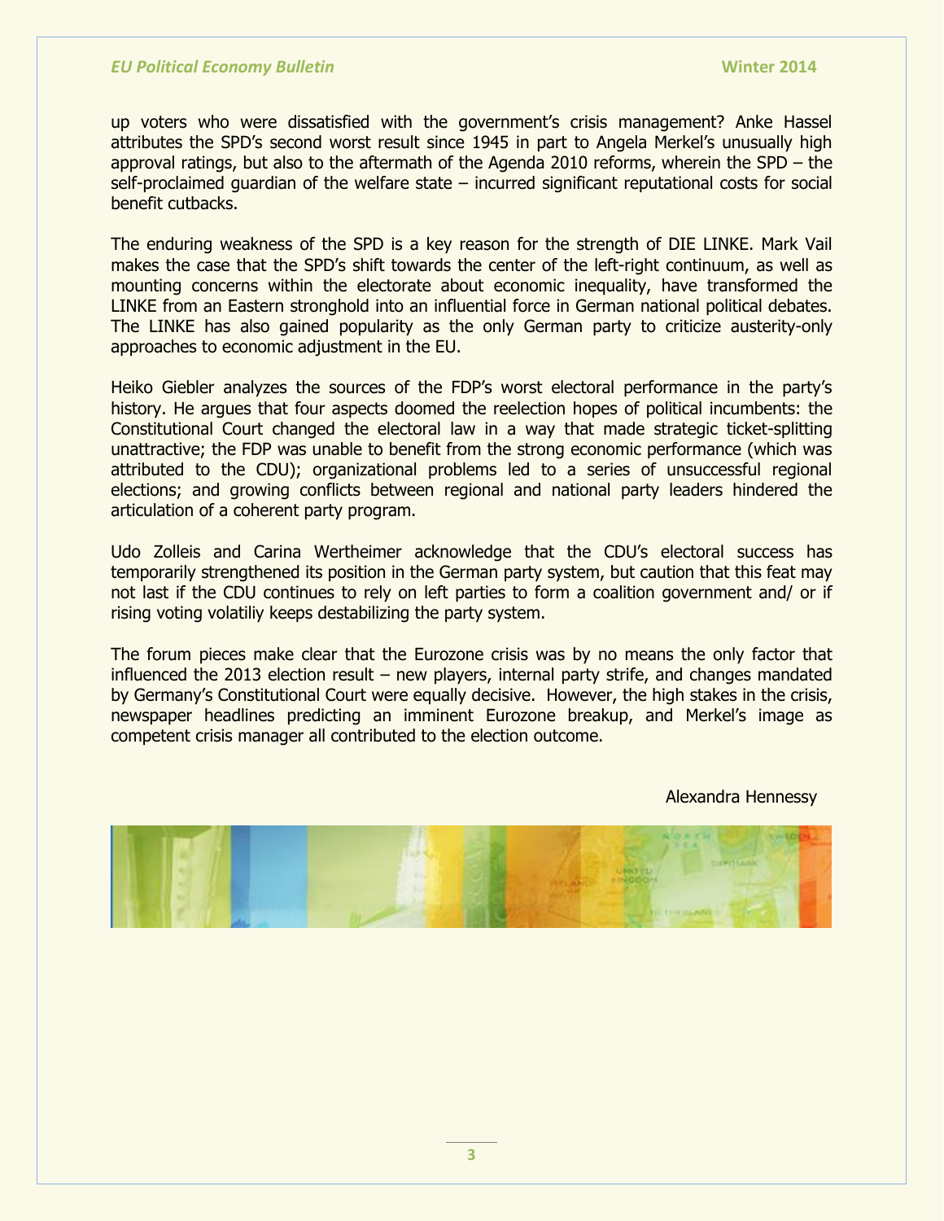up voters who were dissatisfied with the government's crisis management? Anke Hassel attributes the SPD's second worst result since 1945 in part to Angela Merkel's unusually high approval ratings, but also to the aftermath of the Agenda 2010 reforms, wherein the SPD – the self-proclaimed guardian of the welfare state – incurred significant reputational costs for social benefit cutbacks.

The enduring weakness of the SPD is a key reason for the strength of DIE LINKE. Mark Vail makes the case that the SPD's shift towards the center of the left-right continuum, as well as mounting concerns within the electorate about economic inequality, have transformed the LINKE from an Eastern stronghold into an influential force in German national political debates. The LINKE has also gained popularity as the only German party to criticize austerity-only approaches to economic adjustment in the EU.

Heiko Giebler analyzes the sources of the FDP's worst electoral performance in the party's history. He argues that four aspects doomed the reelection hopes of political incumbents: the Constitutional Court changed the electoral law in a way that made strategic ticket-splitting unattractive; the FDP was unable to benefit from the strong economic performance (which was attributed to the CDU); organizational problems led to a series of unsuccessful regional elections; and growing conflicts between regional and national party leaders hindered the articulation of a coherent party program.

Udo Zolleis and Carina Wertheimer acknowledge that the CDU's electoral success has temporarily strengthened its position in the German party system, but caution that this feat may not last if the CDU continues to rely on left parties to form a coalition government and/ or if rising voting volatiliy keeps destabilizing the party system.

The forum pieces make clear that the Eurozone crisis was by no means the only factor that influenced the 2013 election result – new players, internal party strife, and changes mandated by Germany's Constitutional Court were equally decisive. However, the high stakes in the crisis, newspaper headlines predicting an imminent Eurozone breakup, and Merkel's image as competent crisis manager all contributed to the election outcome.

Alexandra Hennessy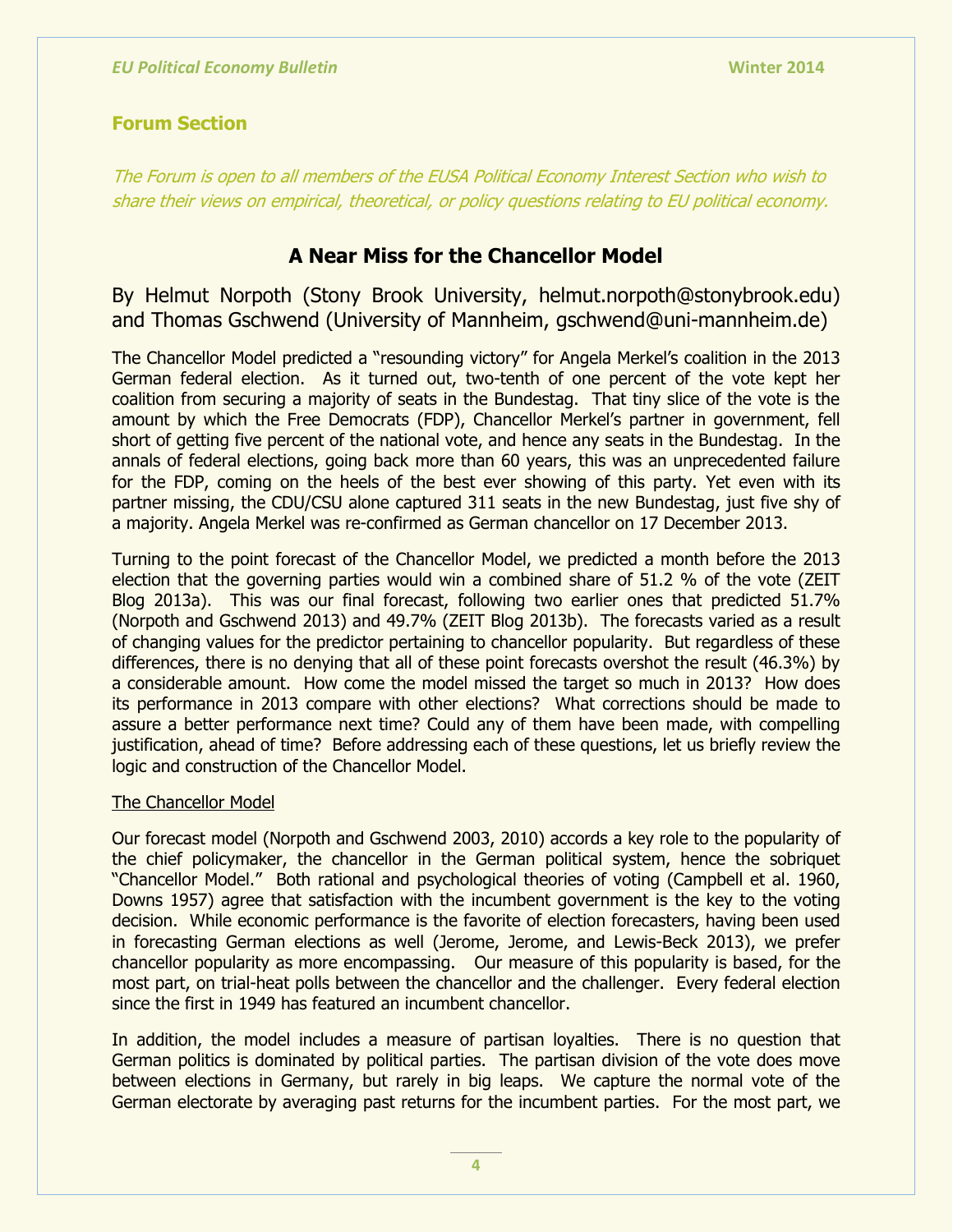## Forum Section

*The Forum is open to all members of the EUSA Political Economy Interest Section who wish to share their views on empirical, theoretical, or policy questions relating to EU political economy.*

# A Near Miss for the Chancellor Model

By Helmut Norpoth (Stony Brook University, helmut.norpoth@stonybrook.edu) and Thomas Gschwend (University of Mannheim, gschwend@uni-mannheim.de)

The Chancellor Model predicted a "resounding victory" for Angela Merkel's coalition in the 2013 German federal election. As it turned out, two-tenth of one percent of the vote kept her coalition from securing a majority of seats in the Bundestag. That tiny slice of the vote is the amount by which the Free Democrats (FDP), Chancellor Merkel's partner in government, fell short of getting five percent of the national vote, and hence any seats in the Bundestag. In the annals of federal elections, going back more than 60 years, this was an unprecedented failure for the FDP, coming on the heels of the best ever showing of this party. Yet even with its partner missing, the CDU/CSU alone captured 311 seats in the new Bundestag, just five shy of a majority. Angela Merkel was re-confirmed as German chancellor on 17 December 2013.

Turning to the point forecast of the Chancellor Model, we predicted a month before the 2013 election that the governing parties would win a combined share of 51.2 % of the vote (ZEIT Blog 2013a). This was our final forecast, following two earlier ones that predicted 51.7% (Norpoth and Gschwend 2013) and 49.7% (ZEIT Blog 2013b). The forecasts varied as a result of changing values for the predictor pertaining to chancellor popularity. But regardless of these differences, there is no denying that all of these point forecasts overshot the result (46.3%) by a considerable amount. How come the model missed the target so much in 2013? How does its performance in 2013 compare with other elections? What corrections should be made to assure a better performance next time? Could any of them have been made, with compelling justification, ahead of time? Before addressing each of these questions, let us briefly review the logic and construction of the Chancellor Model.

<u>The Chancellor Model</u>

Our forecast model (Norpoth and Gschwend 2003, 2010) accords a key role to the popularity of the chief policymaker, the chancellor in the German political system, hence the sobriquet "Chancellor Model." Both rational and psychological theories of voting (Campbell et al. 1960, Downs 1957) agree that satisfaction with the incumbent government is the key to the voting decision. While economic performance is the favorite of election forecasters, having been used in forecasting German elections as well (Jerome, Jerome, and Lewis-Beck 2013), we prefer chancellor popularity as more encompassing. Our measure of this popularity is based, for the most part, on trial-heat polls between the chancellor and the challenger. Every federal election since the first in 1949 has featured an incumbent chancellor.

In addition, the model includes a measure of partisan loyalties. There is no question that German politics is dominated by political parties. The partisan division of the vote does move between elections in Germany, but rarely in big leaps. We capture the normal vote of the German electorate by averaging past returns for the incumbent parties. For the most part, we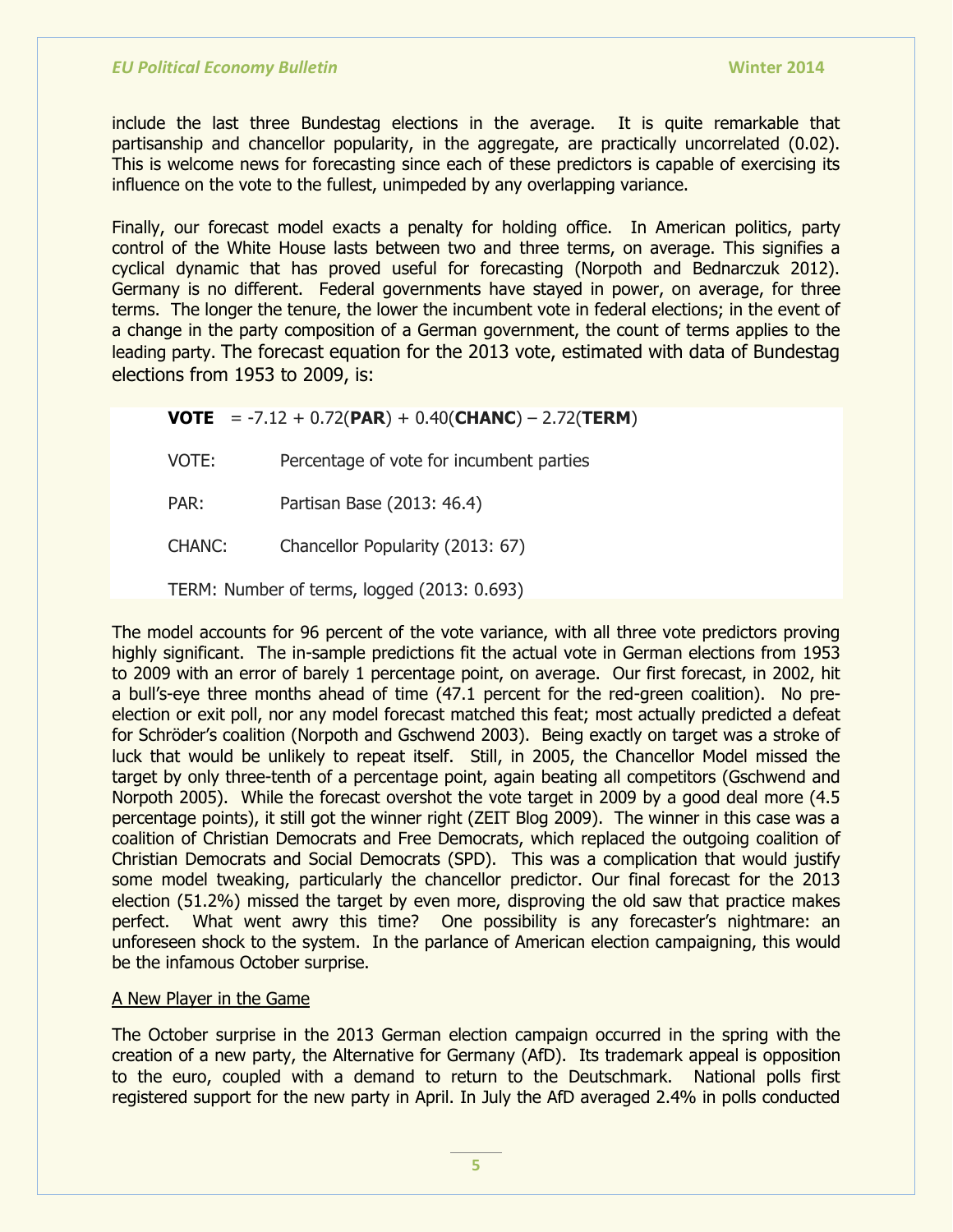include the last three Bundestag elections in the average. It is quite remarkable that partisanship and chancellor popularity, in the aggregate, are practically uncorrelated (0.02). This is welcome news for forecasting since each of these predictors is capable of exercising its influence on the vote to the fullest, unimpeded by any overlapping variance.

Finally, our forecast model exacts a penalty for holding office. In American politics, party control of the White House lasts between two and three terms, on average. This signifies a cyclical dynamic that has proved useful for forecasting (Norpoth and Bednarczuk 2012). Germany is no different. Federal governments have stayed in power, on average, for three terms. The longer the tenure, the lower the incumbent vote in federal elections; in the event of a change in the party composition of a German government, the count of terms applies to the leading party. The forecast equation for the 2013 vote, estimated with data of Bundestag elections from 1953 to 2009, is:

$$\textbf{VOTE} = -7.12 + 0.72(\textbf{PAR}) + 0.40(\textbf{CHANC}) - 2.72(\textbf{TERM})$$

VOTE: Percentage of vote for incumbent parties

PAR: Partisan Base (2013: 46.4)

CHANC: Chancellor Popularity (2013: 67)

TERM: Number of terms, logged (2013: 0.693)

The model accounts for 96 percent of the vote variance, with all three vote predictors proving highly significant. The in-sample predictions fit the actual vote in German elections from 1953 to 2009 with an error of barely 1 percentage point, on average. Our first forecast, in 2002, hit a bull's-eye three months ahead of time (47.1 percent for the red-green coalition). No pre-election or exit poll, nor any model forecast matched this feat; most actually predicted a defeat for Schröder's coalition (Norpoth and Gschwend 2003). Being exactly on target was a stroke of luck that would be unlikely to repeat itself. Still, in 2005, the Chancellor Model missed the target by only three-tenth of a percentage point, again beating all competitors (Gschwend and Norpoth 2005). While the forecast overshot the vote target in 2009 by a good deal more (4.5 percentage points), it still got the winner right (ZEIT Blog 2009). The winner in this case was a coalition of Christian Democrats and Free Democrats, which replaced the outgoing coalition of Christian Democrats and Social Democrats (SPD). This was a complication that would justify some model tweaking, particularly the chancellor predictor. Our final forecast for the 2013 election (51.2%) missed the target by even more, disproving the old saw that practice makes perfect. What went awry this time? One possibility is any forecaster's nightmare: an unforeseen shock to the system. In the parlance of American election campaigning, this would be the infamous October surprise.

## A New Player in the Game

The October surprise in the 2013 German election campaign occurred in the spring with the creation of a new party, the Alternative for Germany (AfD). Its trademark appeal is opposition to the euro, coupled with a demand to return to the Deutschmark. National polls first registered support for the new party in April. In July the AfD averaged 2.4% in polls conducted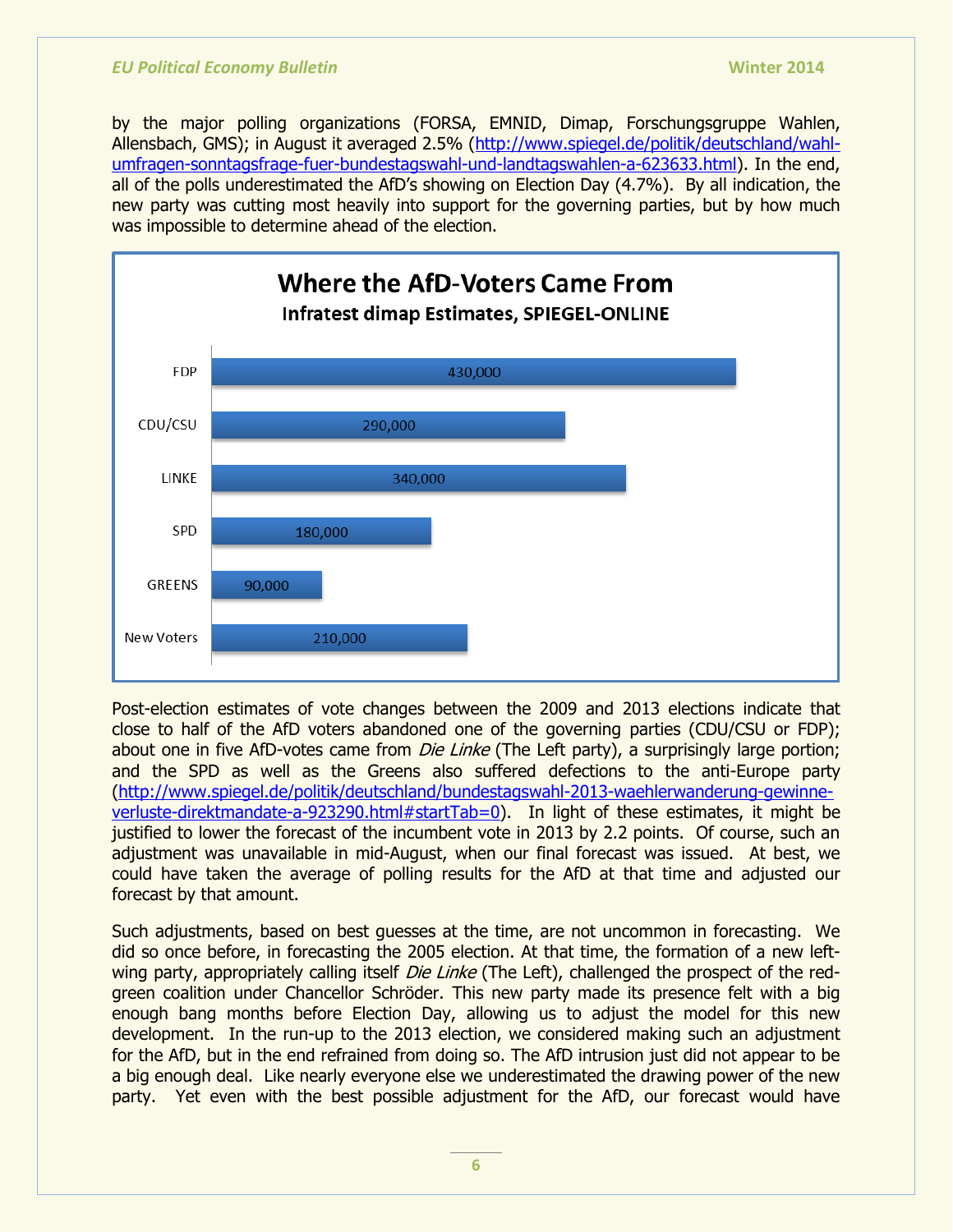by the major polling organizations (FORSA, EMNID, Dimap, Forschungsgruppe Wahlen, Allensbach, GMS); in August it averaged 2.5% (http://www.spiegel.de/politik/deutschland/wahl-umfragen-sonntagsfrage-fuer-bundestagswahl-und-landtagswahlen-a-623633.html). In the end, all of the polls underestimated the AfD's showing on Election Day (4.7%). By all indication, the new party was cutting most heavily into support for the governing parties, but by how much was impossible to determine ahead of the election.

**Where the AfD-Voters Came From**
**Infratest dimap Estimates, SPIEGEL-ONLINE**

| Source | Voters |
|---|---|
| FDP | 430,000 |
| CDU/CSU | 290,000 |
| LINKE | 340,000 |
| SPD | 180,000 |
| GREENS | 90,000 |
| New Voters | 210,000 |

Post-election estimates of vote changes between the 2009 and 2013 elections indicate that close to half of the AfD voters abandoned one of the governing parties (CDU/CSU or FDP); about one in five AfD-votes came from *Die Linke* (The Left party), a surprisingly large portion; and the SPD as well as the Greens also suffered defections to the anti-Europe party (http://www.spiegel.de/politik/deutschland/bundestagswahl-2013-waehlerwanderung-gewinne-verluste-direktmandate-a-923290.html#startTab=0). In light of these estimates, it might be justified to lower the forecast of the incumbent vote in 2013 by 2.2 points. Of course, such an adjustment was unavailable in mid-August, when our final forecast was issued. At best, we could have taken the average of polling results for the AfD at that time and adjusted our forecast by that amount.

Such adjustments, based on best guesses at the time, are not uncommon in forecasting. We did so once before, in forecasting the 2005 election. At that time, the formation of a new left-wing party, appropriately calling itself *Die Linke* (The Left), challenged the prospect of the red-green coalition under Chancellor Schröder. This new party made its presence felt with a big enough bang months before Election Day, allowing us to adjust the model for this new development. In the run-up to the 2013 election, we considered making such an adjustment for the AfD, but in the end refrained from doing so. The AfD intrusion just did not appear to be a big enough deal. Like nearly everyone else we underestimated the drawing power of the new party. Yet even with the best possible adjustment for the AfD, our forecast would have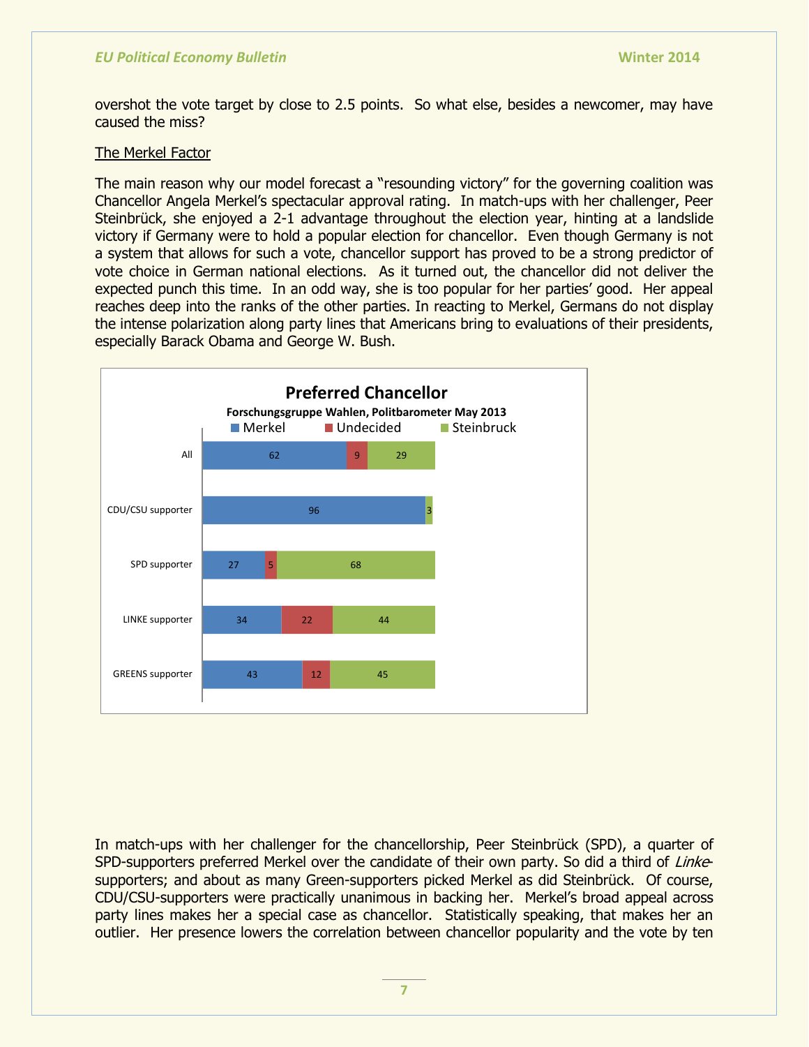overshot the vote target by close to 2.5 points. So what else, besides a newcomer, may have caused the miss?

## The Merkel Factor

The main reason why our model forecast a "resounding victory" for the governing coalition was Chancellor Angela Merkel's spectacular approval rating. In match-ups with her challenger, Peer Steinbrück, she enjoyed a 2-1 advantage throughout the election year, hinting at a landslide victory if Germany were to hold a popular election for chancellor. Even though Germany is not a system that allows for such a vote, chancellor support has proved to be a strong predictor of vote choice in German national elections. As it turned out, the chancellor did not deliver the expected punch this time. In an odd way, she is too popular for her parties' good. Her appeal reaches deep into the ranks of the other parties. In reacting to Merkel, Germans do not display the intense polarization along party lines that Americans bring to evaluations of their presidents, especially Barack Obama and George W. Bush.

**Preferred Chancellor**

**Forschungsgruppe Wahlen, Politbarometer May 2013**

| | Merkel | Undecided | Steinbruck |
|---|---|---|---|
| All | 62 | 9 | 29 |
| CDU/CSU supporter | 96 | | 3 |
| SPD supporter | 27 | 5 | 68 |
| LINKE supporter | 34 | 22 | 44 |
| GREENS supporter | 43 | 12 | 45 |

In match-ups with her challenger for the chancellorship, Peer Steinbrück (SPD), a quarter of SPD-supporters preferred Merkel over the candidate of their own party. So did a third of *Linke*-supporters; and about as many Green-supporters picked Merkel as did Steinbrück. Of course, CDU/CSU-supporters were practically unanimous in backing her. Merkel's broad appeal across party lines makes her a special case as chancellor. Statistically speaking, that makes her an outlier. Her presence lowers the correlation between chancellor popularity and the vote by ten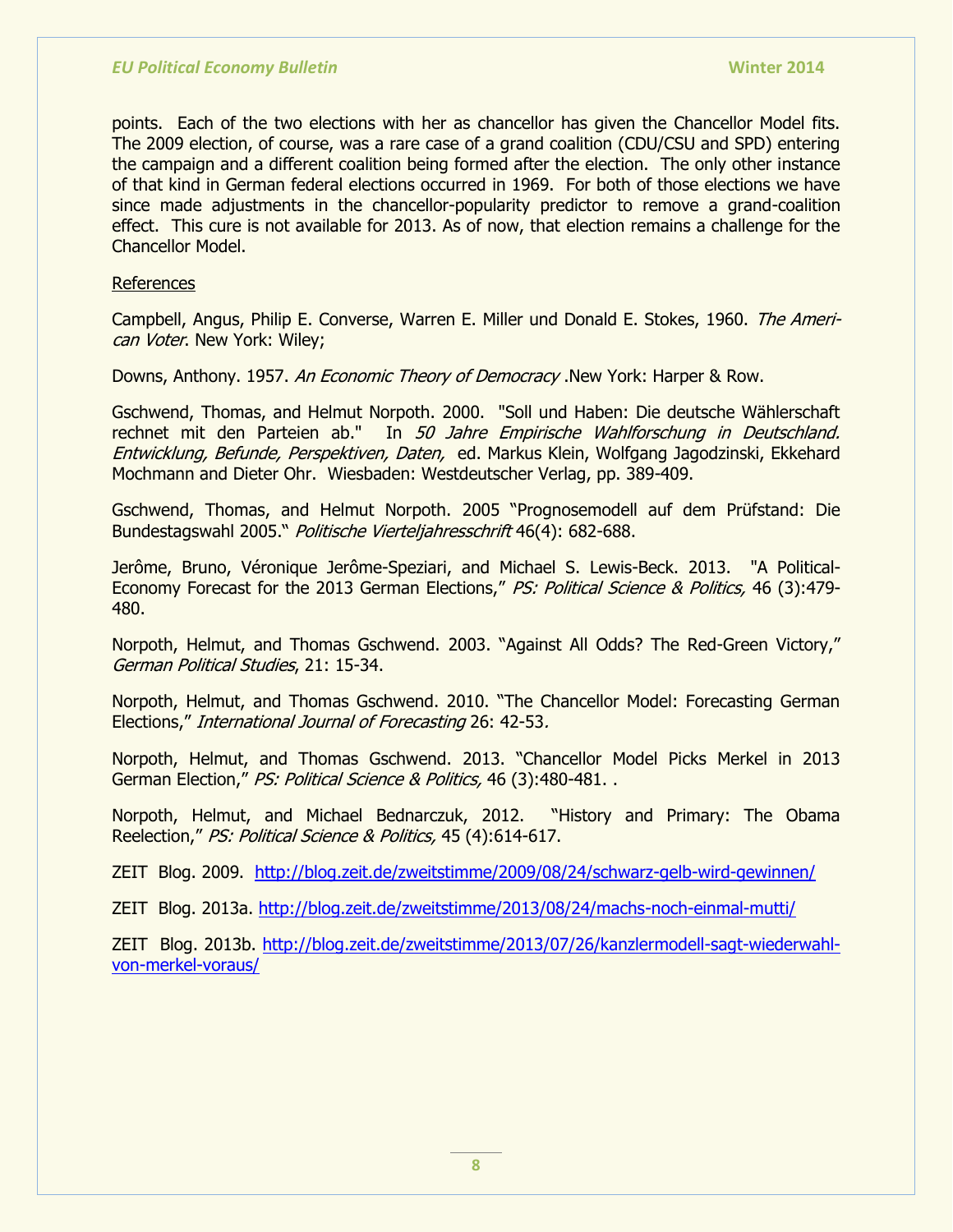points. Each of the two elections with her as chancellor has given the Chancellor Model fits. The 2009 election, of course, was a rare case of a grand coalition (CDU/CSU and SPD) entering the campaign and a different coalition being formed after the election. The only other instance of that kind in German federal elections occurred in 1969. For both of those elections we have since made adjustments in the chancellor-popularity predictor to remove a grand-coalition effect. This cure is not available for 2013. As of now, that election remains a challenge for the Chancellor Model.

References

Campbell, Angus, Philip E. Converse, Warren E. Miller und Donald E. Stokes, 1960. *The American Voter*. New York: Wiley;

Downs, Anthony. 1957. *An Economic Theory of Democracy* .New York: Harper & Row.

Gschwend, Thomas, and Helmut Norpoth. 2000. "Soll und Haben: Die deutsche Wählerschaft rechnet mit den Parteien ab." In *50 Jahre Empirische Wahlforschung in Deutschland. Entwicklung, Befunde, Perspektiven, Daten,* ed. Markus Klein, Wolfgang Jagodzinski, Ekkehard Mochmann and Dieter Ohr. Wiesbaden: Westdeutscher Verlag, pp. 389-409.

Gschwend, Thomas, and Helmut Norpoth. 2005 "Prognosemodell auf dem Prüfstand: Die Bundestagswahl 2005." *Politische Vierteljahresschrift* 46(4): 682-688.

Jerôme, Bruno, Véronique Jerôme-Speziari, and Michael S. Lewis-Beck. 2013. "A Political-Economy Forecast for the 2013 German Elections," *PS: Political Science & Politics,* 46 (3):479-480.

Norpoth, Helmut, and Thomas Gschwend. 2003. "Against All Odds? The Red-Green Victory," *German Political Studies*, 21: 15-34.

Norpoth, Helmut, and Thomas Gschwend. 2010. "The Chancellor Model: Forecasting German Elections," *International Journal of Forecasting* 26: 42-53.

Norpoth, Helmut, and Thomas Gschwend. 2013. "Chancellor Model Picks Merkel in 2013 German Election," *PS: Political Science & Politics,* 46 (3):480-481. .

Norpoth, Helmut, and Michael Bednarczuk, 2012. "History and Primary: The Obama Reelection," *PS: Political Science & Politics,* 45 (4):614-617.

ZEIT Blog. 2009. http://blog.zeit.de/zweitstimme/2009/08/24/schwarz-gelb-wird-gewinnen/

ZEIT Blog. 2013a. http://blog.zeit.de/zweitstimme/2013/08/24/machs-noch-einmal-mutti/

ZEIT Blog. 2013b. http://blog.zeit.de/zweitstimme/2013/07/26/kanzlermodell-sagt-wiederwahl-von-merkel-voraus/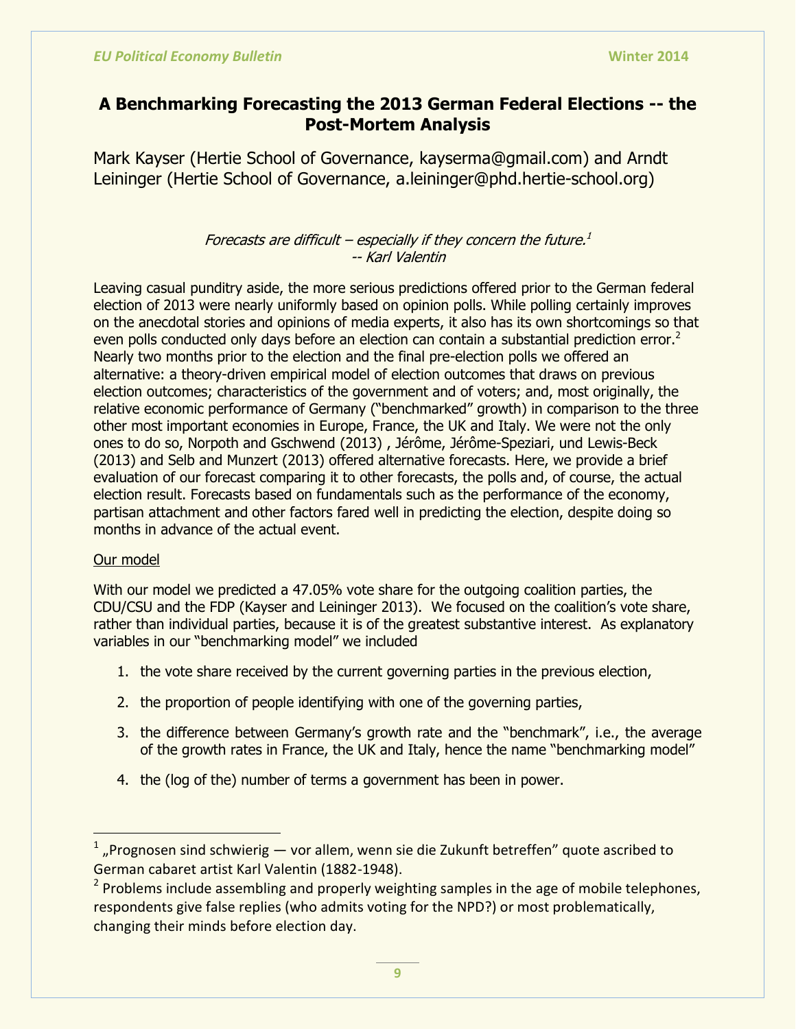# A Benchmarking Forecasting the 2013 German Federal Elections -- the Post-Mortem Analysis

Mark Kayser (Hertie School of Governance, kayserma@gmail.com) and Arndt Leininger (Hertie School of Governance, a.leininger@phd.hertie-school.org)

*Forecasts are difficult – especially if they concern the future.*[1]
*-- Karl Valentin*

Leaving casual punditry aside, the more serious predictions offered prior to the German federal election of 2013 were nearly uniformly based on opinion polls. While polling certainly improves on the anecdotal stories and opinions of media experts, it also has its own shortcomings so that even polls conducted only days before an election can contain a substantial prediction error.[2] Nearly two months prior to the election and the final pre-election polls we offered an alternative: a theory-driven empirical model of election outcomes that draws on previous election outcomes; characteristics of the government and of voters; and, most originally, the relative economic performance of Germany ("benchmarked" growth) in comparison to the three other most important economies in Europe, France, the UK and Italy. We were not the only ones to do so, Norpoth and Gschwend (2013) , Jérôme, Jérôme-Speziari, und Lewis-Beck (2013) and Selb and Munzert (2013) offered alternative forecasts. Here, we provide a brief evaluation of our forecast comparing it to other forecasts, the polls and, of course, the actual election result. Forecasts based on fundamentals such as the performance of the economy, partisan attachment and other factors fared well in predicting the election, despite doing so months in advance of the actual event.

## Our model

With our model we predicted a 47.05% vote share for the outgoing coalition parties, the CDU/CSU and the FDP (Kayser and Leininger 2013). We focused on the coalition's vote share, rather than individual parties, because it is of the greatest substantive interest. As explanatory variables in our "benchmarking model" we included

1. the vote share received by the current governing parties in the previous election,
2. the proportion of people identifying with one of the governing parties,
3. the difference between Germany's growth rate and the "benchmark", i.e., the average of the growth rates in France, the UK and Italy, hence the name "benchmarking model"
4. the (log of the) number of terms a government has been in power.

---

[1] „Prognosen sind schwierig — vor allem, wenn sie die Zukunft betreffen" quote ascribed to German cabaret artist Karl Valentin (1882-1948).

[2] Problems include assembling and properly weighting samples in the age of mobile telephones, respondents give false replies (who admits voting for the NPD?) or most problematically, changing their minds before election day.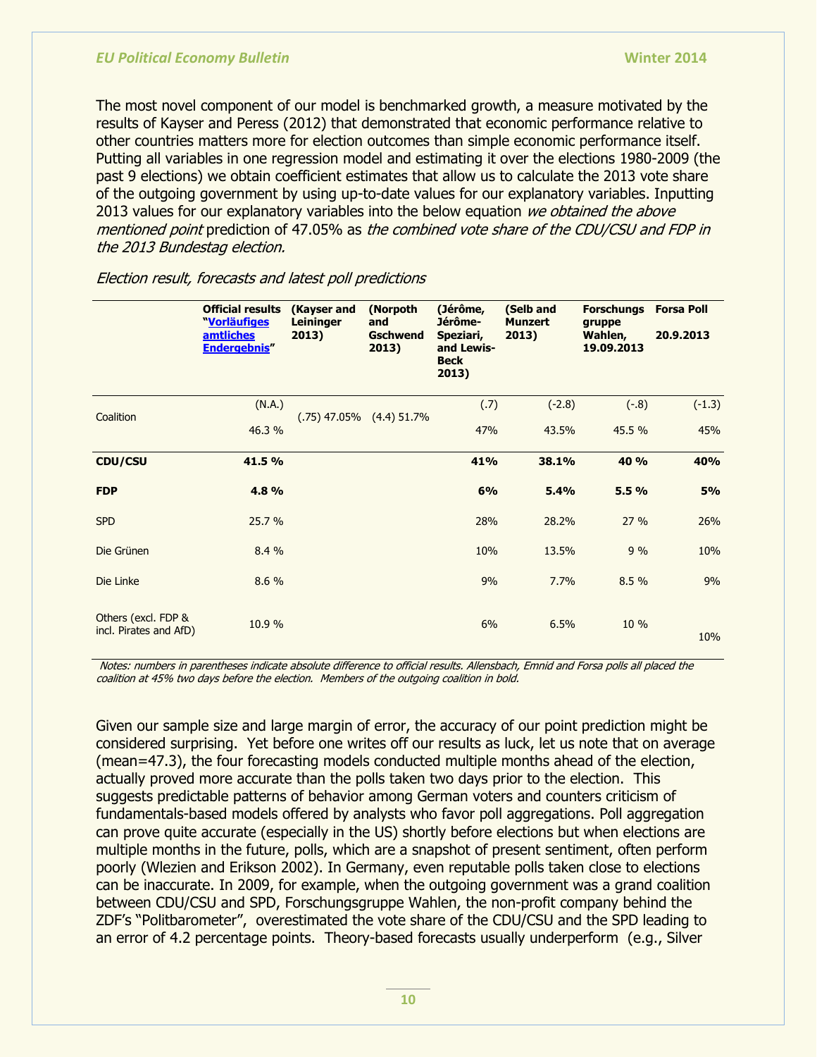The most novel component of our model is benchmarked growth, a measure motivated by the results of Kayser and Peress (2012) that demonstrated that economic performance relative to other countries matters more for election outcomes than simple economic performance itself. Putting all variables in one regression model and estimating it over the elections 1980-2009 (the past 9 elections) we obtain coefficient estimates that allow us to calculate the 2013 vote share of the outgoing government by using up-to-date values for our explanatory variables. Inputting 2013 values for our explanatory variables into the below equation *we obtained the above mentioned point* prediction of 47.05% as *the combined vote share of the CDU/CSU and FDP in the 2013 Bundestag election.*

*Election result, forecasts and latest poll predictions*

| | **Official results "Vorläufiges amtliches Endergebnis"** | **(Kayser and Leininger 2013)** | **(Norpoth and Gschwend 2013)** | **(Jérôme, Jérôme-Speziari, and Lewis-Beck 2013)** | **(Selb and Munzert 2013)** | **Forschungsgruppe Wahlen, 19.09.2013** | **Forsa Poll 20.9.2013** |
|---|---|---|---|---|---|---|---|
| Coalition | (N.A.) 46.3 % | (.75) 47.05% | (4.4) 51.7% | (.7) 47% | (-2.8) 43.5% | (-.8) 45.5 % | (-1.3) 45% |
| **CDU/CSU** | **41.5 %** | | | **41%** | **38.1%** | **40 %** | **40%** |
| **FDP** | **4.8 %** | | | **6%** | **5.4%** | **5.5 %** | **5%** |
| SPD | 25.7 % | | | 28% | 28.2% | 27 % | 26% |
| Die Grünen | 8.4 % | | | 10% | 13.5% | 9 % | 10% |
| Die Linke | 8.6 % | | | 9% | 7.7% | 8.5 % | 9% |
| Others (excl. FDP & incl. Pirates and AfD) | 10.9 % | | | 6% | 6.5% | 10 % | 10% |

*Notes: numbers in parentheses indicate absolute difference to official results. Allensbach, Emnid and Forsa polls all placed the coalition at 45% two days before the election. Members of the outgoing coalition in bold.*

Given our sample size and large margin of error, the accuracy of our point prediction might be considered surprising. Yet before one writes off our results as luck, let us note that on average (mean=47.3), the four forecasting models conducted multiple months ahead of the election, actually proved more accurate than the polls taken two days prior to the election. This suggests predictable patterns of behavior among German voters and counters criticism of fundamentals-based models offered by analysts who favor poll aggregations. Poll aggregation can prove quite accurate (especially in the US) shortly before elections but when elections are multiple months in the future, polls, which are a snapshot of present sentiment, often perform poorly (Wlezien and Erikson 2002). In Germany, even reputable polls taken close to elections can be inaccurate. In 2009, for example, when the outgoing government was a grand coalition between CDU/CSU and SPD, Forschungsgruppe Wahlen, the non-profit company behind the ZDF's "Politbarometer", overestimated the vote share of the CDU/CSU and the SPD leading to an error of 4.2 percentage points. Theory-based forecasts usually underperform (e.g., Silver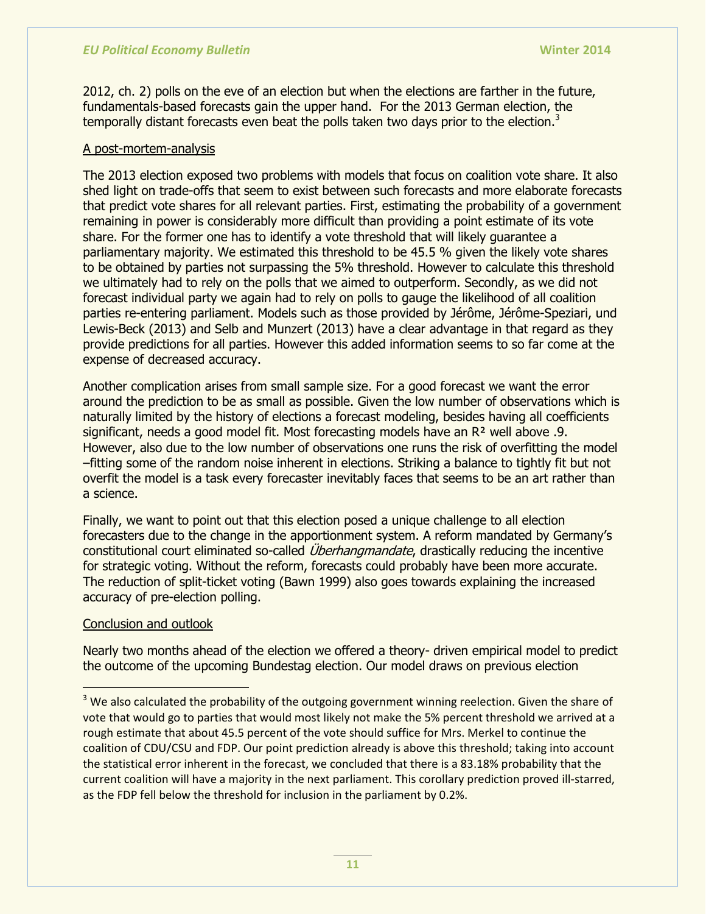2012, ch. 2) polls on the eve of an election but when the elections are farther in the future, fundamentals-based forecasts gain the upper hand. For the 2013 German election, the temporally distant forecasts even beat the polls taken two days prior to the election.[3]

A post-mortem-analysis

The 2013 election exposed two problems with models that focus on coalition vote share. It also shed light on trade-offs that seem to exist between such forecasts and more elaborate forecasts that predict vote shares for all relevant parties. First, estimating the probability of a government remaining in power is considerably more difficult than providing a point estimate of its vote share. For the former one has to identify a vote threshold that will likely guarantee a parliamentary majority. We estimated this threshold to be 45.5 % given the likely vote shares to be obtained by parties not surpassing the 5% threshold. However to calculate this threshold we ultimately had to rely on the polls that we aimed to outperform. Secondly, as we did not forecast individual party we again had to rely on polls to gauge the likelihood of all coalition parties re-entering parliament. Models such as those provided by Jérôme, Jérôme-Speziari, und Lewis-Beck (2013) and Selb and Munzert (2013) have a clear advantage in that regard as they provide predictions for all parties. However this added information seems to so far come at the expense of decreased accuracy.

Another complication arises from small sample size. For a good forecast we want the error around the prediction to be as small as possible. Given the low number of observations which is naturally limited by the history of elections a forecast modeling, besides having all coefficients significant, needs a good model fit. Most forecasting models have an $R^2$ well above .9. However, also due to the low number of observations one runs the risk of overfitting the model –fitting some of the random noise inherent in elections. Striking a balance to tightly fit but not overfit the model is a task every forecaster inevitably faces that seems to be an art rather than a science.

Finally, we want to point out that this election posed a unique challenge to all election forecasters due to the change in the apportionment system. A reform mandated by Germany's constitutional court eliminated so-called *Überhangmandate*, drastically reducing the incentive for strategic voting. Without the reform, forecasts could probably have been more accurate. The reduction of split-ticket voting (Bawn 1999) also goes towards explaining the increased accuracy of pre-election polling.

Conclusion and outlook

Nearly two months ahead of the election we offered a theory- driven empirical model to predict the outcome of the upcoming Bundestag election. Our model draws on previous election

[3] We also calculated the probability of the outgoing government winning reelection. Given the share of vote that would go to parties that would most likely not make the 5% percent threshold we arrived at a rough estimate that about 45.5 percent of the vote should suffice for Mrs. Merkel to continue the coalition of CDU/CSU and FDP. Our point prediction already is above this threshold; taking into account the statistical error inherent in the forecast, we concluded that there is a 83.18% probability that the current coalition will have a majority in the next parliament. This corollary prediction proved ill-starred, as the FDP fell below the threshold for inclusion in the parliament by 0.2%.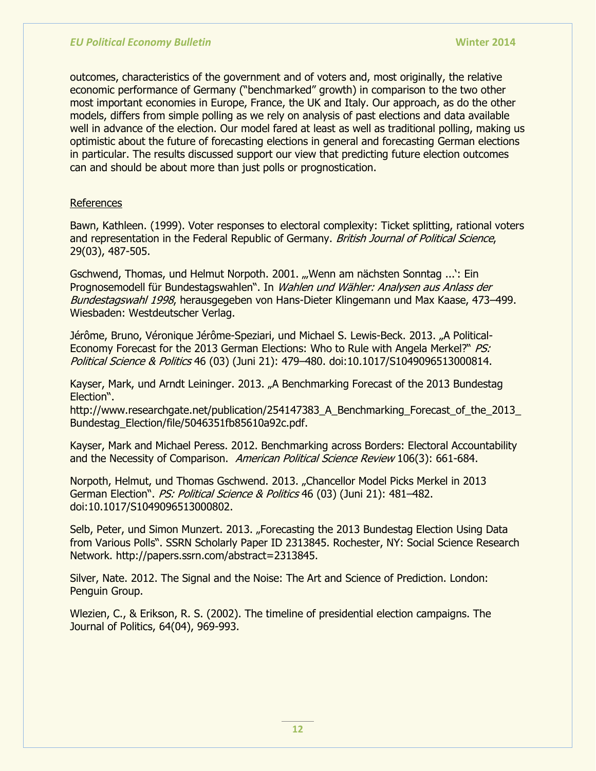outcomes, characteristics of the government and of voters and, most originally, the relative economic performance of Germany ("benchmarked" growth) in comparison to the two other most important economies in Europe, France, the UK and Italy. Our approach, as do the other models, differs from simple polling as we rely on analysis of past elections and data available well in advance of the election. Our model fared at least as well as traditional polling, making us optimistic about the future of forecasting elections in general and forecasting German elections in particular. The results discussed support our view that predicting future election outcomes can and should be about more than just polls or prognostication.

References

Bawn, Kathleen. (1999). Voter responses to electoral complexity: Ticket splitting, rational voters and representation in the Federal Republic of Germany. *British Journal of Political Science*, 29(03), 487-505.

Gschwend, Thomas, und Helmut Norpoth. 2001. „"Wenn am nächsten Sonntag ...': Ein Prognosemodell für Bundestagswahlen". In *Wahlen und Wähler: Analysen aus Anlass der Bundestagswahl 1998*, herausgegeben von Hans-Dieter Klingemann und Max Kaase, 473–499. Wiesbaden: Westdeutscher Verlag.

Jérôme, Bruno, Véronique Jérôme-Speziari, und Michael S. Lewis-Beck. 2013. „A Political-Economy Forecast for the 2013 German Elections: Who to Rule with Angela Merkel?" *PS: Political Science & Politics* 46 (03) (Juni 21): 479–480. doi:10.1017/S1049096513000814.

Kayser, Mark, und Arndt Leininger. 2013. „A Benchmarking Forecast of the 2013 Bundestag Election".
http://www.researchgate.net/publication/254147383_A_Benchmarking_Forecast_of_the_2013_Bundestag_Election/file/5046351fb85610a92c.pdf.

Kayser, Mark and Michael Peress. 2012. Benchmarking across Borders: Electoral Accountability and the Necessity of Comparison. *American Political Science Review* 106(3): 661-684.

Norpoth, Helmut, und Thomas Gschwend. 2013. „Chancellor Model Picks Merkel in 2013 German Election". *PS: Political Science & Politics* 46 (03) (Juni 21): 481–482. doi:10.1017/S1049096513000802.

Selb, Peter, und Simon Munzert. 2013. „Forecasting the 2013 Bundestag Election Using Data from Various Polls". SSRN Scholarly Paper ID 2313845. Rochester, NY: Social Science Research Network. http://papers.ssrn.com/abstract=2313845.

Silver, Nate. 2012. The Signal and the Noise: The Art and Science of Prediction. London: Penguin Group.

Wlezien, C., & Erikson, R. S. (2002). The timeline of presidential election campaigns. The Journal of Politics, 64(04), 969-993.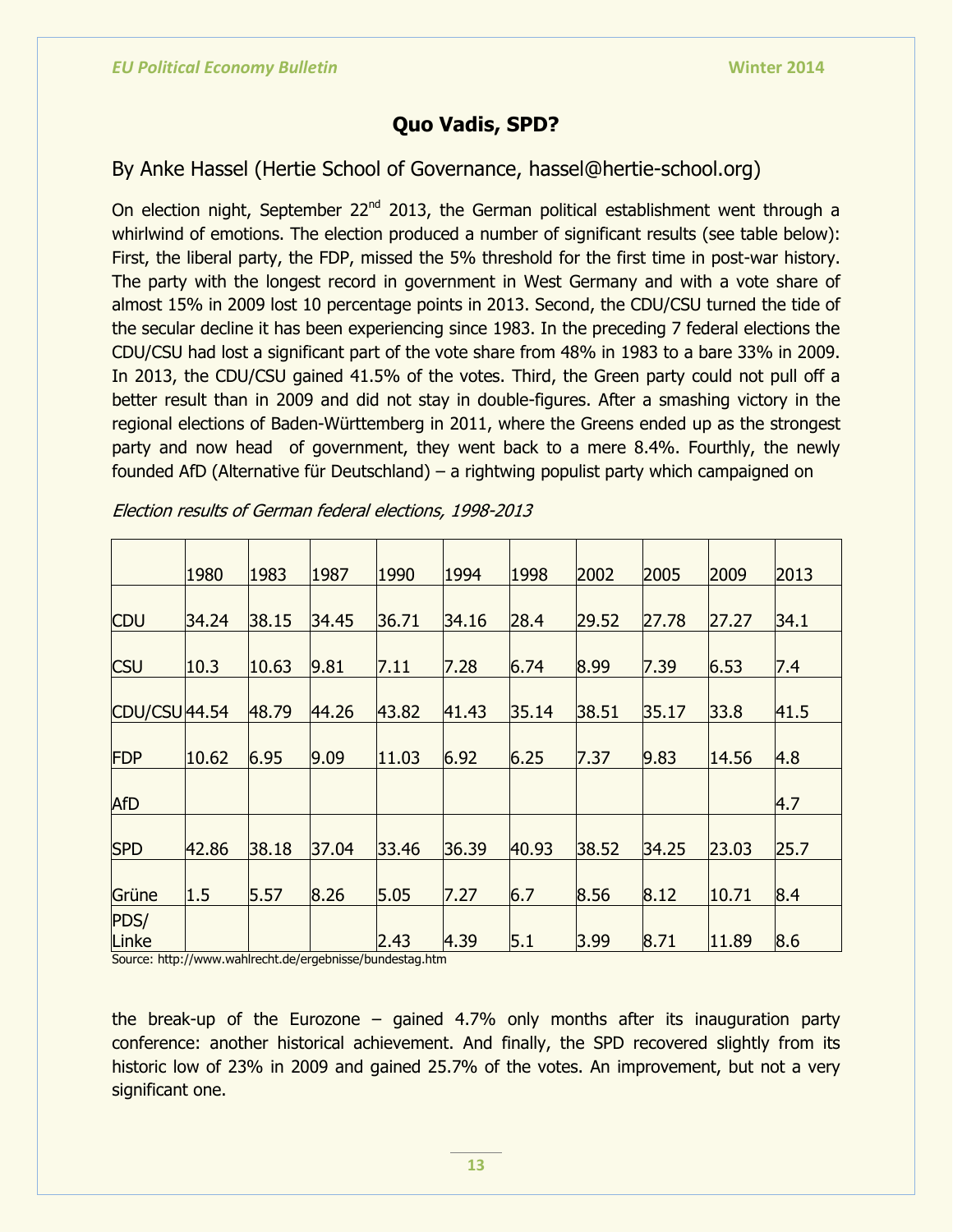## Quo Vadis, SPD?

By Anke Hassel (Hertie School of Governance, hassel@hertie-school.org)

On election night, September 22nd 2013, the German political establishment went through a whirlwind of emotions. The election produced a number of significant results (see table below): First, the liberal party, the FDP, missed the 5% threshold for the first time in post-war history. The party with the longest record in government in West Germany and with a vote share of almost 15% in 2009 lost 10 percentage points in 2013. Second, the CDU/CSU turned the tide of the secular decline it has been experiencing since 1983. In the preceding 7 federal elections the CDU/CSU had lost a significant part of the vote share from 48% in 1983 to a bare 33% in 2009. In 2013, the CDU/CSU gained 41.5% of the votes. Third, the Green party could not pull off a better result than in 2009 and did not stay in double-figures. After a smashing victory in the regional elections of Baden-Württemberg in 2011, where the Greens ended up as the strongest party and now head of government, they went back to a mere 8.4%. Fourthly, the newly founded AfD (Alternative für Deutschland) – a rightwing populist party which campaigned on

*Election results of German federal elections, 1998-2013*

| | 1980 | 1983 | 1987 | 1990 | 1994 | 1998 | 2002 | 2005 | 2009 | 2013 |
|---|---|---|---|---|---|---|---|---|---|---|
| CDU | 34.24 | 38.15 | 34.45 | 36.71 | 34.16 | 28.4 | 29.52 | 27.78 | 27.27 | 34.1 |
| CSU | 10.3 | 10.63 | 9.81 | 7.11 | 7.28 | 6.74 | 8.99 | 7.39 | 6.53 | 7.4 |
| CDU/CSU | 44.54 | 48.79 | 44.26 | 43.82 | 41.43 | 35.14 | 38.51 | 35.17 | 33.8 | 41.5 |
| FDP | 10.62 | 6.95 | 9.09 | 11.03 | 6.92 | 6.25 | 7.37 | 9.83 | 14.56 | 4.8 |
| AfD | | | | | | | | | | 4.7 |
| SPD | 42.86 | 38.18 | 37.04 | 33.46 | 36.39 | 40.93 | 38.52 | 34.25 | 23.03 | 25.7 |
| Grüne | 1.5 | 5.57 | 8.26 | 5.05 | 7.27 | 6.7 | 8.56 | 8.12 | 10.71 | 8.4 |
| PDS/ Linke | | | | 2.43 | 4.39 | 5.1 | 3.99 | 8.71 | 11.89 | 8.6 |

Source: http://www.wahlrecht.de/ergebnisse/bundestag.htm

the break-up of the Eurozone – gained 4.7% only months after its inauguration party conference: another historical achievement. And finally, the SPD recovered slightly from its historic low of 23% in 2009 and gained 25.7% of the votes. An improvement, but not a very significant one.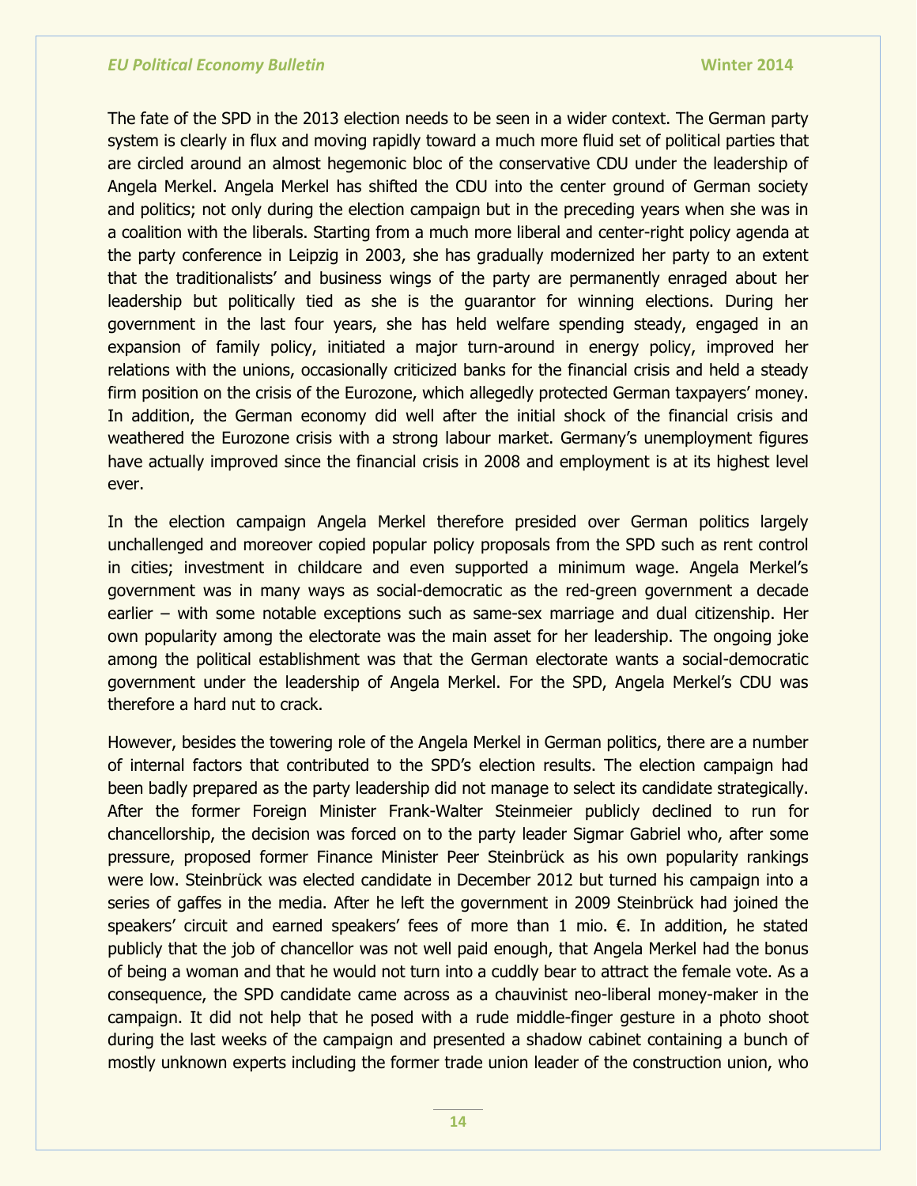The fate of the SPD in the 2013 election needs to be seen in a wider context. The German party system is clearly in flux and moving rapidly toward a much more fluid set of political parties that are circled around an almost hegemonic bloc of the conservative CDU under the leadership of Angela Merkel. Angela Merkel has shifted the CDU into the center ground of German society and politics; not only during the election campaign but in the preceding years when she was in a coalition with the liberals. Starting from a much more liberal and center-right policy agenda at the party conference in Leipzig in 2003, she has gradually modernized her party to an extent that the traditionalists' and business wings of the party are permanently enraged about her leadership but politically tied as she is the guarantor for winning elections. During her government in the last four years, she has held welfare spending steady, engaged in an expansion of family policy, initiated a major turn-around in energy policy, improved her relations with the unions, occasionally criticized banks for the financial crisis and held a steady firm position on the crisis of the Eurozone, which allegedly protected German taxpayers' money. In addition, the German economy did well after the initial shock of the financial crisis and weathered the Eurozone crisis with a strong labour market. Germany's unemployment figures have actually improved since the financial crisis in 2008 and employment is at its highest level ever.

In the election campaign Angela Merkel therefore presided over German politics largely unchallenged and moreover copied popular policy proposals from the SPD such as rent control in cities; investment in childcare and even supported a minimum wage. Angela Merkel's government was in many ways as social-democratic as the red-green government a decade earlier – with some notable exceptions such as same-sex marriage and dual citizenship. Her own popularity among the electorate was the main asset for her leadership. The ongoing joke among the political establishment was that the German electorate wants a social-democratic government under the leadership of Angela Merkel. For the SPD, Angela Merkel's CDU was therefore a hard nut to crack.

However, besides the towering role of the Angela Merkel in German politics, there are a number of internal factors that contributed to the SPD's election results. The election campaign had been badly prepared as the party leadership did not manage to select its candidate strategically. After the former Foreign Minister Frank-Walter Steinmeier publicly declined to run for chancellorship, the decision was forced on to the party leader Sigmar Gabriel who, after some pressure, proposed former Finance Minister Peer Steinbrück as his own popularity rankings were low. Steinbrück was elected candidate in December 2012 but turned his campaign into a series of gaffes in the media. After he left the government in 2009 Steinbrück had joined the speakers' circuit and earned speakers' fees of more than 1 mio. €. In addition, he stated publicly that the job of chancellor was not well paid enough, that Angela Merkel had the bonus of being a woman and that he would not turn into a cuddly bear to attract the female vote. As a consequence, the SPD candidate came across as a chauvinist neo-liberal money-maker in the campaign. It did not help that he posed with a rude middle-finger gesture in a photo shoot during the last weeks of the campaign and presented a shadow cabinet containing a bunch of mostly unknown experts including the former trade union leader of the construction union, who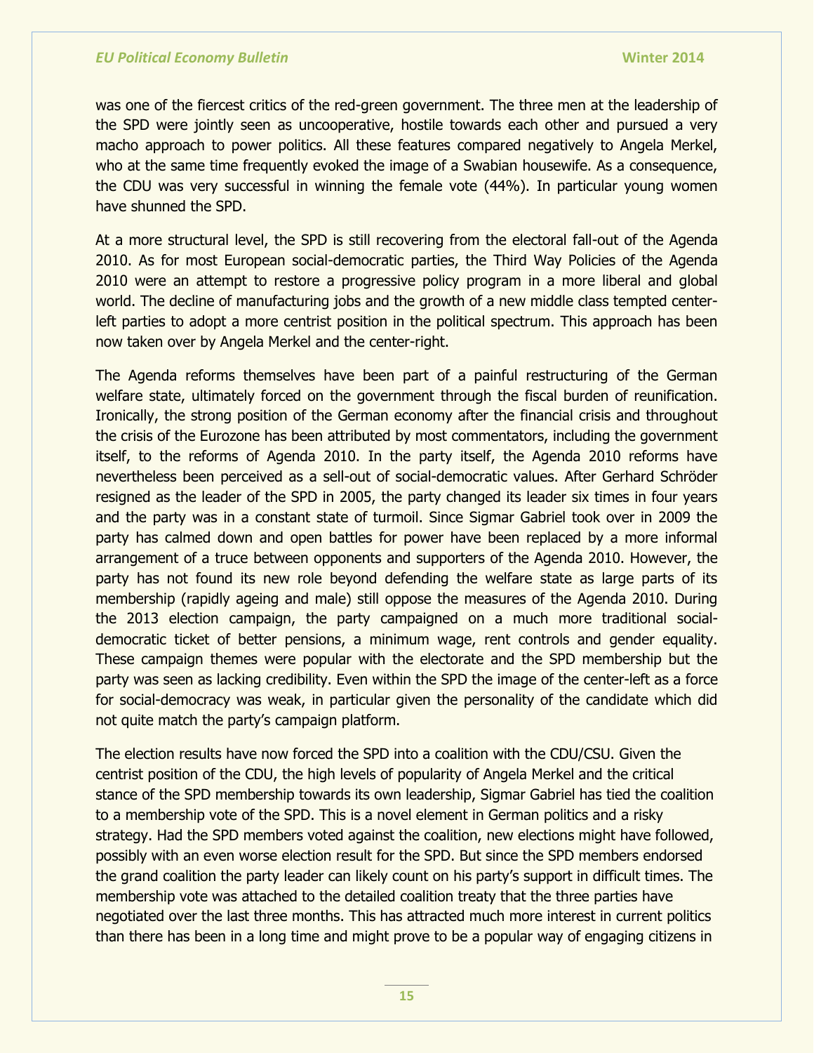was one of the fiercest critics of the red-green government. The three men at the leadership of the SPD were jointly seen as uncooperative, hostile towards each other and pursued a very macho approach to power politics. All these features compared negatively to Angela Merkel, who at the same time frequently evoked the image of a Swabian housewife. As a consequence, the CDU was very successful in winning the female vote (44%). In particular young women have shunned the SPD.

At a more structural level, the SPD is still recovering from the electoral fall-out of the Agenda 2010. As for most European social-democratic parties, the Third Way Policies of the Agenda 2010 were an attempt to restore a progressive policy program in a more liberal and global world. The decline of manufacturing jobs and the growth of a new middle class tempted center-left parties to adopt a more centrist position in the political spectrum. This approach has been now taken over by Angela Merkel and the center-right.

The Agenda reforms themselves have been part of a painful restructuring of the German welfare state, ultimately forced on the government through the fiscal burden of reunification. Ironically, the strong position of the German economy after the financial crisis and throughout the crisis of the Eurozone has been attributed by most commentators, including the government itself, to the reforms of Agenda 2010. In the party itself, the Agenda 2010 reforms have nevertheless been perceived as a sell-out of social-democratic values. After Gerhard Schröder resigned as the leader of the SPD in 2005, the party changed its leader six times in four years and the party was in a constant state of turmoil. Since Sigmar Gabriel took over in 2009 the party has calmed down and open battles for power have been replaced by a more informal arrangement of a truce between opponents and supporters of the Agenda 2010. However, the party has not found its new role beyond defending the welfare state as large parts of its membership (rapidly ageing and male) still oppose the measures of the Agenda 2010. During the 2013 election campaign, the party campaigned on a much more traditional social-democratic ticket of better pensions, a minimum wage, rent controls and gender equality. These campaign themes were popular with the electorate and the SPD membership but the party was seen as lacking credibility. Even within the SPD the image of the center-left as a force for social-democracy was weak, in particular given the personality of the candidate which did not quite match the party's campaign platform.

The election results have now forced the SPD into a coalition with the CDU/CSU. Given the centrist position of the CDU, the high levels of popularity of Angela Merkel and the critical stance of the SPD membership towards its own leadership, Sigmar Gabriel has tied the coalition to a membership vote of the SPD. This is a novel element in German politics and a risky strategy. Had the SPD members voted against the coalition, new elections might have followed, possibly with an even worse election result for the SPD. But since the SPD members endorsed the grand coalition the party leader can likely count on his party's support in difficult times. The membership vote was attached to the detailed coalition treaty that the three parties have negotiated over the last three months. This has attracted much more interest in current politics than there has been in a long time and might prove to be a popular way of engaging citizens in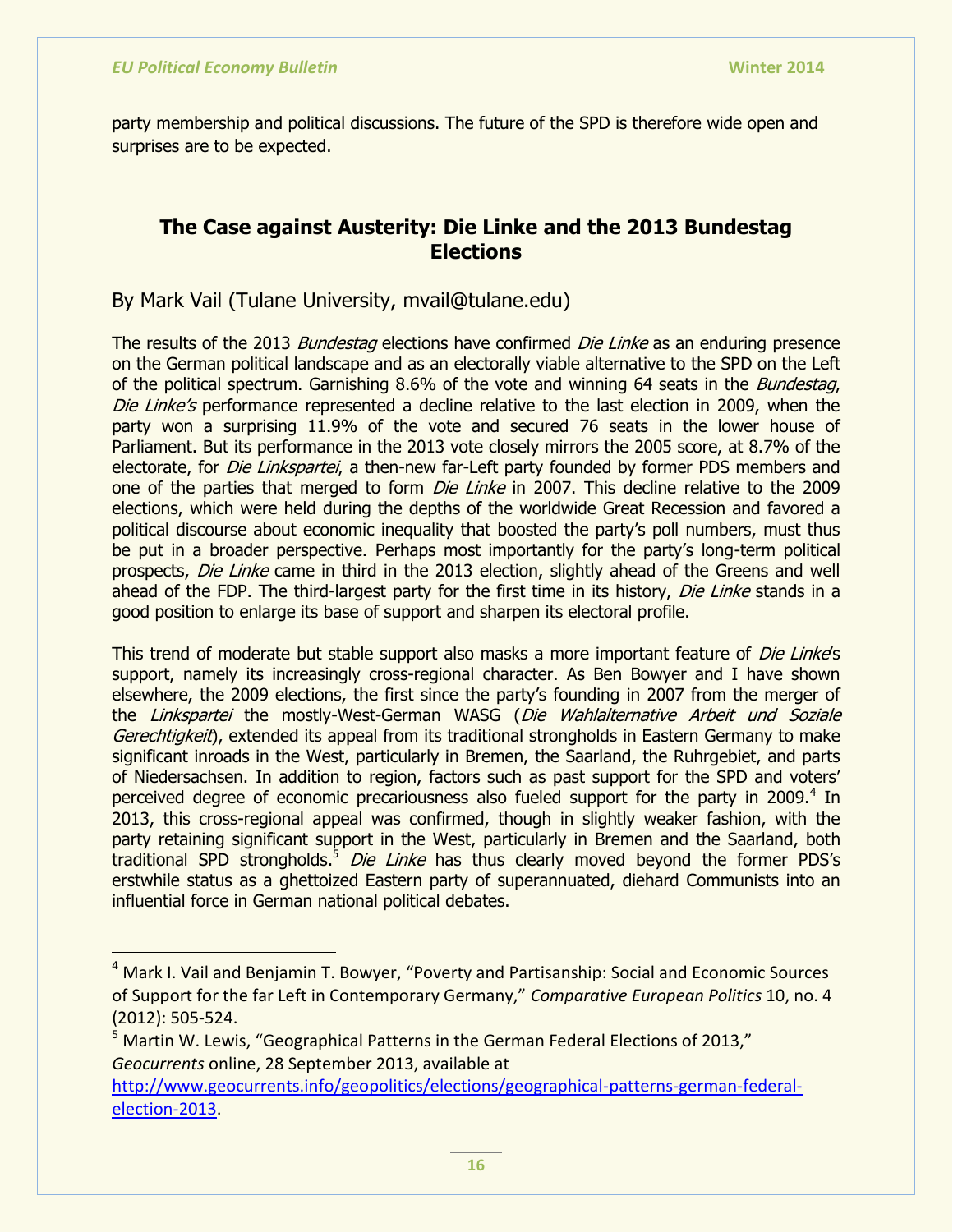party membership and political discussions. The future of the SPD is therefore wide open and surprises are to be expected.

## The Case against Austerity: Die Linke and the 2013 Bundestag Elections

By Mark Vail (Tulane University, mvail@tulane.edu)

The results of the 2013 *Bundestag* elections have confirmed *Die Linke* as an enduring presence on the German political landscape and as an electorally viable alternative to the SPD on the Left of the political spectrum. Garnishing 8.6% of the vote and winning 64 seats in the *Bundestag*, *Die Linke's* performance represented a decline relative to the last election in 2009, when the party won a surprising 11.9% of the vote and secured 76 seats in the lower house of Parliament. But its performance in the 2013 vote closely mirrors the 2005 score, at 8.7% of the electorate, for *Die Linkspartei*, a then-new far-Left party founded by former PDS members and one of the parties that merged to form *Die Linke* in 2007. This decline relative to the 2009 elections, which were held during the depths of the worldwide Great Recession and favored a political discourse about economic inequality that boosted the party's poll numbers, must thus be put in a broader perspective. Perhaps most importantly for the party's long-term political prospects, *Die Linke* came in third in the 2013 election, slightly ahead of the Greens and well ahead of the FDP. The third-largest party for the first time in its history, *Die Linke* stands in a good position to enlarge its base of support and sharpen its electoral profile.

This trend of moderate but stable support also masks a more important feature of *Die Linke*'s support, namely its increasingly cross-regional character. As Ben Bowyer and I have shown elsewhere, the 2009 elections, the first since the party's founding in 2007 from the merger of the *Linkspartei* the mostly-West-German WASG (*Die Wahlalternative Arbeit und Soziale Gerechtigkeit*), extended its appeal from its traditional strongholds in Eastern Germany to make significant inroads in the West, particularly in Bremen, the Saarland, the Ruhrgebiet, and parts of Niedersachsen. In addition to region, factors such as past support for the SPD and voters' perceived degree of economic precariousness also fueled support for the party in 2009.[4] In 2013, this cross-regional appeal was confirmed, though in slightly weaker fashion, with the party retaining significant support in the West, particularly in Bremen and the Saarland, both traditional SPD strongholds.[5] *Die Linke* has thus clearly moved beyond the former PDS's erstwhile status as a ghettoized Eastern party of superannuated, diehard Communists into an influential force in German national political debates.

---

[4] Mark I. Vail and Benjamin T. Bowyer, "Poverty and Partisanship: Social and Economic Sources of Support for the far Left in Contemporary Germany," *Comparative European Politics* 10, no. 4 (2012): 505-524.

[5] Martin W. Lewis, "Geographical Patterns in the German Federal Elections of 2013," *Geocurrents* online, 28 September 2013, available at http://www.geocurrents.info/geopolitics/elections/geographical-patterns-german-federal-election-2013.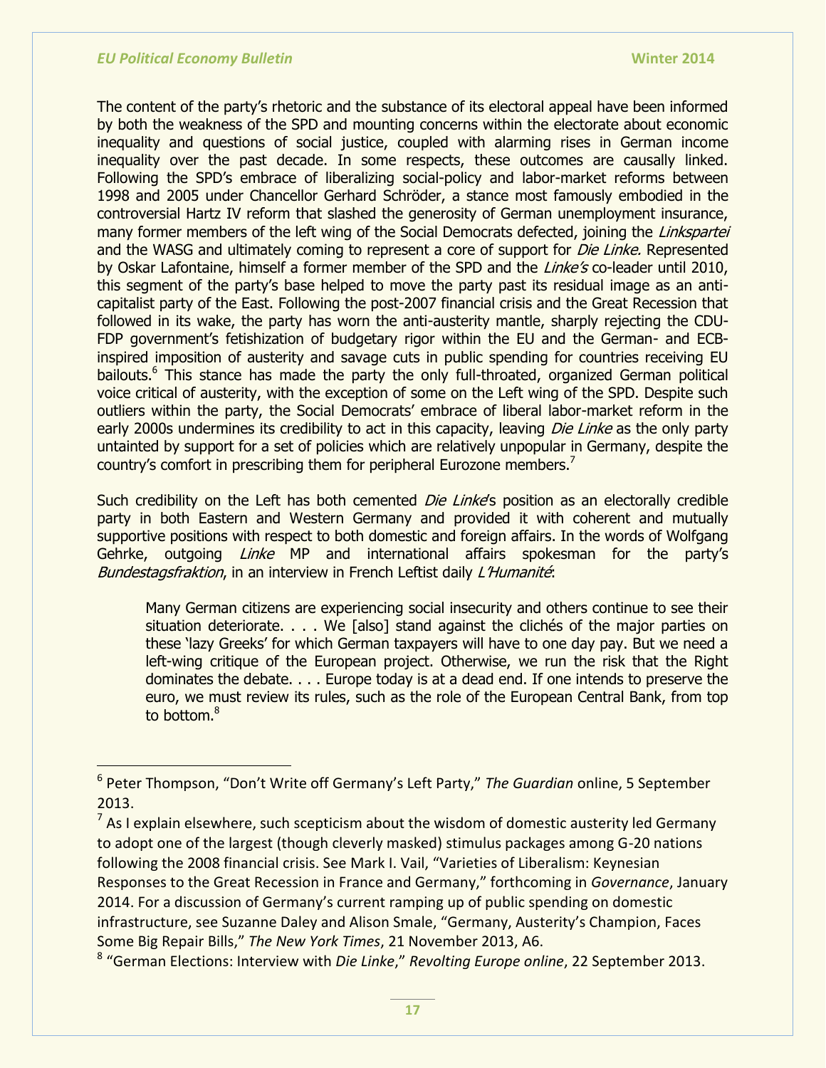The content of the party's rhetoric and the substance of its electoral appeal have been informed by both the weakness of the SPD and mounting concerns within the electorate about economic inequality and questions of social justice, coupled with alarming rises in German income inequality over the past decade. In some respects, these outcomes are causally linked. Following the SPD's embrace of liberalizing social-policy and labor-market reforms between 1998 and 2005 under Chancellor Gerhard Schröder, a stance most famously embodied in the controversial Hartz IV reform that slashed the generosity of German unemployment insurance, many former members of the left wing of the Social Democrats defected, joining the *Linkspartei* and the WASG and ultimately coming to represent a core of support for *Die Linke.* Represented by Oskar Lafontaine, himself a former member of the SPD and the *Linke's* co-leader until 2010, this segment of the party's base helped to move the party past its residual image as an anti-capitalist party of the East. Following the post-2007 financial crisis and the Great Recession that followed in its wake, the party has worn the anti-austerity mantle, sharply rejecting the CDU-FDP government's fetishization of budgetary rigor within the EU and the German- and ECB-inspired imposition of austerity and savage cuts in public spending for countries receiving EU bailouts.[6] This stance has made the party the only full-throated, organized German political voice critical of austerity, with the exception of some on the Left wing of the SPD. Despite such outliers within the party, the Social Democrats' embrace of liberal labor-market reform in the early 2000s undermines its credibility to act in this capacity, leaving *Die Linke* as the only party untainted by support for a set of policies which are relatively unpopular in Germany, despite the country's comfort in prescribing them for peripheral Eurozone members.[7]

Such credibility on the Left has both cemented *Die Linke*'s position as an electorally credible party in both Eastern and Western Germany and provided it with coherent and mutually supportive positions with respect to both domestic and foreign affairs. In the words of Wolfgang Gehrke, outgoing *Linke* MP and international affairs spokesman for the party's *Bundestagsfraktion*, in an interview in French Leftist daily *L'Humanité*:

> Many German citizens are experiencing social insecurity and others continue to see their situation deteriorate. . . . We [also] stand against the clichés of the major parties on these 'lazy Greeks' for which German taxpayers will have to one day pay. But we need a left-wing critique of the European project. Otherwise, we run the risk that the Right dominates the debate. . . . Europe today is at a dead end. If one intends to preserve the euro, we must review its rules, such as the role of the European Central Bank, from top to bottom.[8]

---

[6] Peter Thompson, "Don't Write off Germany's Left Party," *The Guardian* online, 5 September 2013.

[7] As I explain elsewhere, such scepticism about the wisdom of domestic austerity led Germany to adopt one of the largest (though cleverly masked) stimulus packages among G-20 nations following the 2008 financial crisis. See Mark I. Vail, "Varieties of Liberalism: Keynesian Responses to the Great Recession in France and Germany," forthcoming in *Governance*, January 2014. For a discussion of Germany's current ramping up of public spending on domestic infrastructure, see Suzanne Daley and Alison Smale, "Germany, Austerity's Champion, Faces Some Big Repair Bills," *The New York Times*, 21 November 2013, A6.

[8] "German Elections: Interview with *Die Linke*," *Revolting Europe online*, 22 September 2013.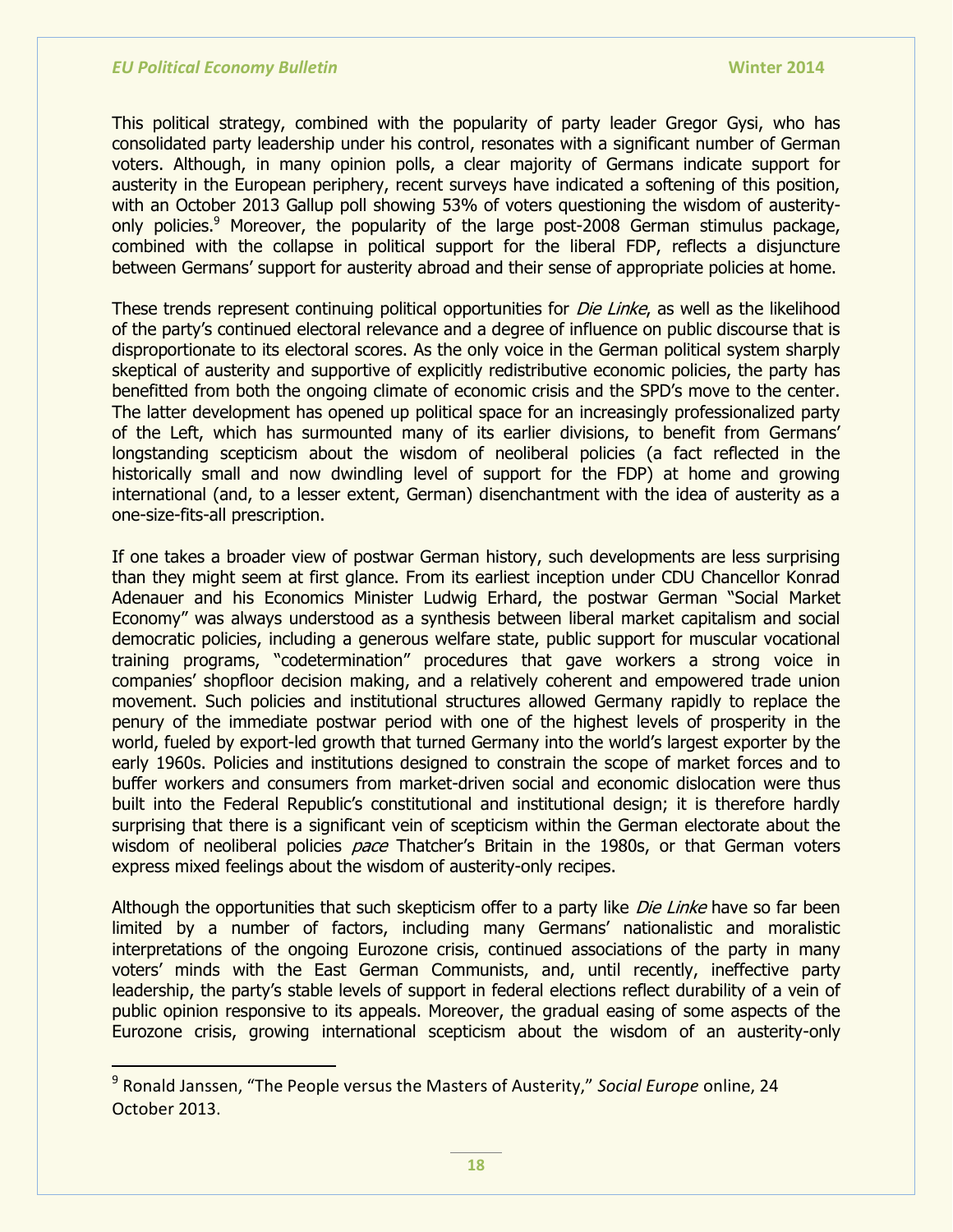This political strategy, combined with the popularity of party leader Gregor Gysi, who has consolidated party leadership under his control, resonates with a significant number of German voters. Although, in many opinion polls, a clear majority of Germans indicate support for austerity in the European periphery, recent surveys have indicated a softening of this position, with an October 2013 Gallup poll showing 53% of voters questioning the wisdom of austerity-only policies.[9] Moreover, the popularity of the large post-2008 German stimulus package, combined with the collapse in political support for the liberal FDP, reflects a disjuncture between Germans' support for austerity abroad and their sense of appropriate policies at home.

These trends represent continuing political opportunities for *Die Linke*, as well as the likelihood of the party's continued electoral relevance and a degree of influence on public discourse that is disproportionate to its electoral scores. As the only voice in the German political system sharply skeptical of austerity and supportive of explicitly redistributive economic policies, the party has benefitted from both the ongoing climate of economic crisis and the SPD's move to the center. The latter development has opened up political space for an increasingly professionalized party of the Left, which has surmounted many of its earlier divisions, to benefit from Germans' longstanding scepticism about the wisdom of neoliberal policies (a fact reflected in the historically small and now dwindling level of support for the FDP) at home and growing international (and, to a lesser extent, German) disenchantment with the idea of austerity as a one-size-fits-all prescription.

If one takes a broader view of postwar German history, such developments are less surprising than they might seem at first glance. From its earliest inception under CDU Chancellor Konrad Adenauer and his Economics Minister Ludwig Erhard, the postwar German "Social Market Economy" was always understood as a synthesis between liberal market capitalism and social democratic policies, including a generous welfare state, public support for muscular vocational training programs, "codetermination" procedures that gave workers a strong voice in companies' shopfloor decision making, and a relatively coherent and empowered trade union movement. Such policies and institutional structures allowed Germany rapidly to replace the penury of the immediate postwar period with one of the highest levels of prosperity in the world, fueled by export-led growth that turned Germany into the world's largest exporter by the early 1960s. Policies and institutions designed to constrain the scope of market forces and to buffer workers and consumers from market-driven social and economic dislocation were thus built into the Federal Republic's constitutional and institutional design; it is therefore hardly surprising that there is a significant vein of scepticism within the German electorate about the wisdom of neoliberal policies *pace* Thatcher's Britain in the 1980s, or that German voters express mixed feelings about the wisdom of austerity-only recipes.

Although the opportunities that such skepticism offer to a party like *Die Linke* have so far been limited by a number of factors, including many Germans' nationalistic and moralistic interpretations of the ongoing Eurozone crisis, continued associations of the party in many voters' minds with the East German Communists, and, until recently, ineffective party leadership, the party's stable levels of support in federal elections reflect durability of a vein of public opinion responsive to its appeals. Moreover, the gradual easing of some aspects of the Eurozone crisis, growing international scepticism about the wisdom of an austerity-only

[9] Ronald Janssen, "The People versus the Masters of Austerity," *Social Europe* online, 24 October 2013.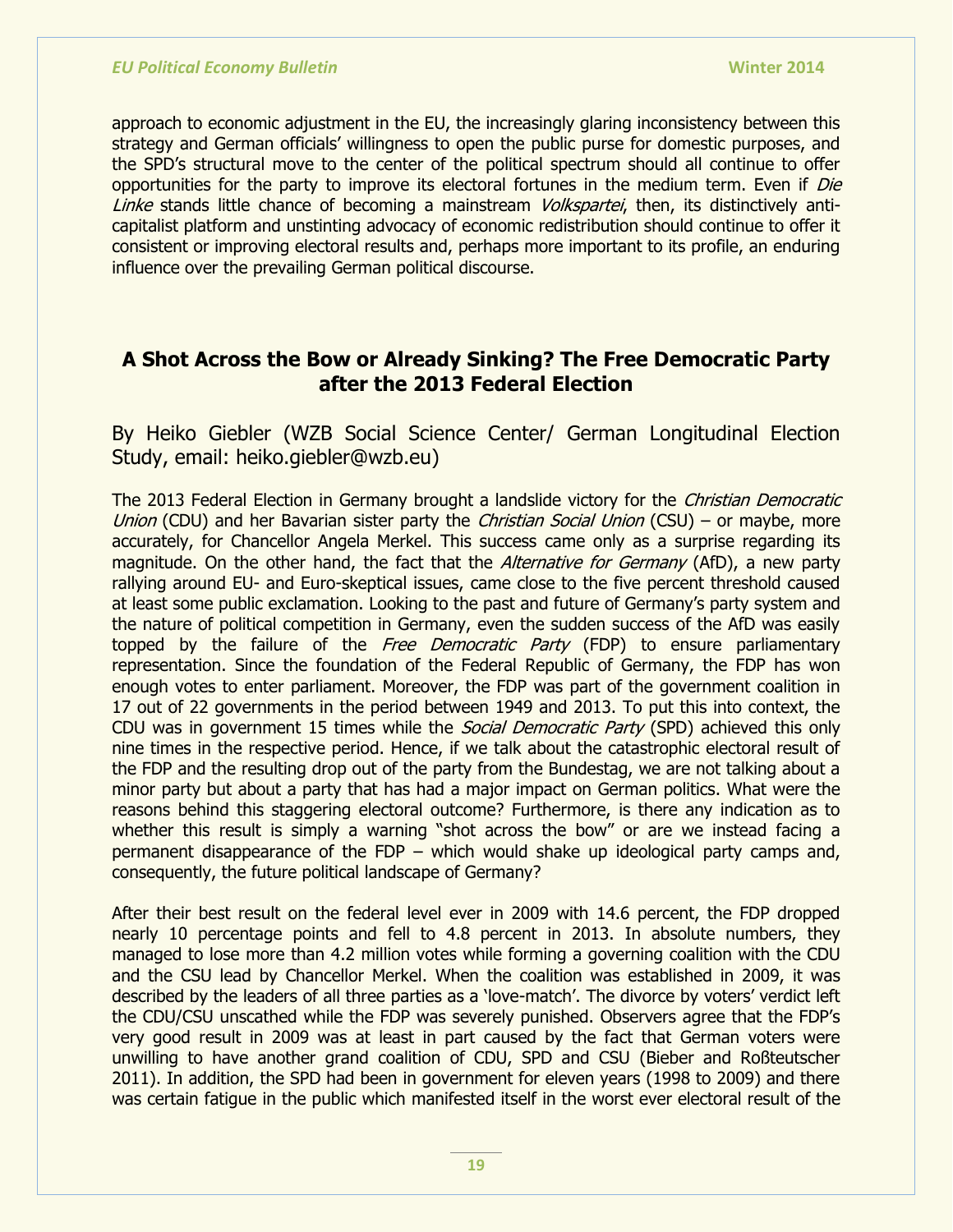approach to economic adjustment in the EU, the increasingly glaring inconsistency between this strategy and German officials' willingness to open the public purse for domestic purposes, and the SPD's structural move to the center of the political spectrum should all continue to offer opportunities for the party to improve its electoral fortunes in the medium term. Even if *Die Linke* stands little chance of becoming a mainstream *Volkspartei*, then, its distinctively anti-capitalist platform and unstinting advocacy of economic redistribution should continue to offer it consistent or improving electoral results and, perhaps more important to its profile, an enduring influence over the prevailing German political discourse.

## A Shot Across the Bow or Already Sinking? The Free Democratic Party after the 2013 Federal Election

By Heiko Giebler (WZB Social Science Center/ German Longitudinal Election Study, email: heiko.giebler@wzb.eu)

The 2013 Federal Election in Germany brought a landslide victory for the *Christian Democratic Union* (CDU) and her Bavarian sister party the *Christian Social Union* (CSU) – or maybe, more accurately, for Chancellor Angela Merkel. This success came only as a surprise regarding its magnitude. On the other hand, the fact that the *Alternative for Germany* (AfD), a new party rallying around EU- and Euro-skeptical issues, came close to the five percent threshold caused at least some public exclamation. Looking to the past and future of Germany's party system and the nature of political competition in Germany, even the sudden success of the AfD was easily topped by the failure of the *Free Democratic Party* (FDP) to ensure parliamentary representation. Since the foundation of the Federal Republic of Germany, the FDP has won enough votes to enter parliament. Moreover, the FDP was part of the government coalition in 17 out of 22 governments in the period between 1949 and 2013. To put this into context, the CDU was in government 15 times while the *Social Democratic Party* (SPD) achieved this only nine times in the respective period. Hence, if we talk about the catastrophic electoral result of the FDP and the resulting drop out of the party from the Bundestag, we are not talking about a minor party but about a party that has had a major impact on German politics. What were the reasons behind this staggering electoral outcome? Furthermore, is there any indication as to whether this result is simply a warning "shot across the bow" or are we instead facing a permanent disappearance of the FDP – which would shake up ideological party camps and, consequently, the future political landscape of Germany?

After their best result on the federal level ever in 2009 with 14.6 percent, the FDP dropped nearly 10 percentage points and fell to 4.8 percent in 2013. In absolute numbers, they managed to lose more than 4.2 million votes while forming a governing coalition with the CDU and the CSU lead by Chancellor Merkel. When the coalition was established in 2009, it was described by the leaders of all three parties as a 'love-match'. The divorce by voters' verdict left the CDU/CSU unscathed while the FDP was severely punished. Observers agree that the FDP's very good result in 2009 was at least in part caused by the fact that German voters were unwilling to have another grand coalition of CDU, SPD and CSU (Bieber and Roßteutscher 2011). In addition, the SPD had been in government for eleven years (1998 to 2009) and there was certain fatigue in the public which manifested itself in the worst ever electoral result of the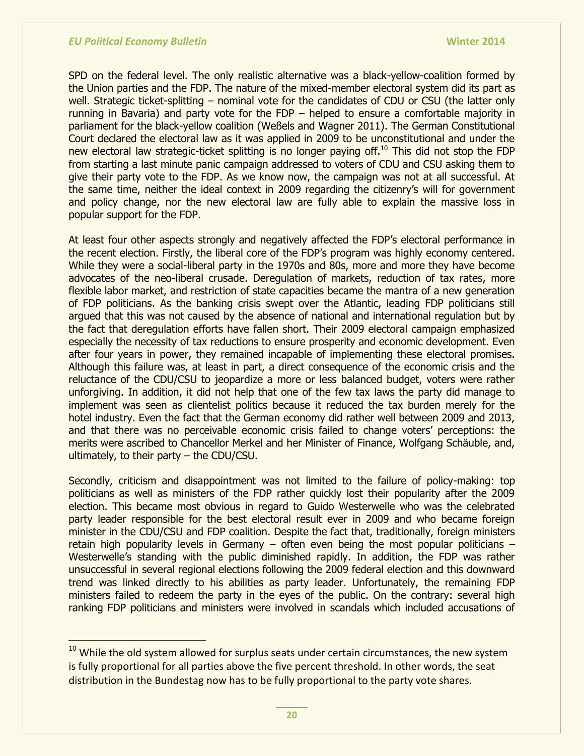SPD on the federal level. The only realistic alternative was a black-yellow-coalition formed by the Union parties and the FDP. The nature of the mixed-member electoral system did its part as well. Strategic ticket-splitting – nominal vote for the candidates of CDU or CSU (the latter only running in Bavaria) and party vote for the FDP – helped to ensure a comfortable majority in parliament for the black-yellow coalition (Weßels and Wagner 2011). The German Constitutional Court declared the electoral law as it was applied in 2009 to be unconstitutional and under the new electoral law strategic-ticket splitting is no longer paying off.[10] This did not stop the FDP from starting a last minute panic campaign addressed to voters of CDU and CSU asking them to give their party vote to the FDP. As we know now, the campaign was not at all successful. At the same time, neither the ideal context in 2009 regarding the citizenry's will for government and policy change, nor the new electoral law are fully able to explain the massive loss in popular support for the FDP.

At least four other aspects strongly and negatively affected the FDP's electoral performance in the recent election. Firstly, the liberal core of the FDP's program was highly economy centered. While they were a social-liberal party in the 1970s and 80s, more and more they have become advocates of the neo-liberal crusade. Deregulation of markets, reduction of tax rates, more flexible labor market, and restriction of state capacities became the mantra of a new generation of FDP politicians. As the banking crisis swept over the Atlantic, leading FDP politicians still argued that this was not caused by the absence of national and international regulation but by the fact that deregulation efforts have fallen short. Their 2009 electoral campaign emphasized especially the necessity of tax reductions to ensure prosperity and economic development. Even after four years in power, they remained incapable of implementing these electoral promises. Although this failure was, at least in part, a direct consequence of the economic crisis and the reluctance of the CDU/CSU to jeopardize a more or less balanced budget, voters were rather unforgiving. In addition, it did not help that one of the few tax laws the party did manage to implement was seen as clientelist politics because it reduced the tax burden merely for the hotel industry. Even the fact that the German economy did rather well between 2009 and 2013, and that there was no perceivable economic crisis failed to change voters' perceptions: the merits were ascribed to Chancellor Merkel and her Minister of Finance, Wolfgang Schäuble, and, ultimately, to their party – the CDU/CSU.

Secondly, criticism and disappointment was not limited to the failure of policy-making: top politicians as well as ministers of the FDP rather quickly lost their popularity after the 2009 election. This became most obvious in regard to Guido Westerwelle who was the celebrated party leader responsible for the best electoral result ever in 2009 and who became foreign minister in the CDU/CSU and FDP coalition. Despite the fact that, traditionally, foreign ministers retain high popularity levels in Germany – often even being the most popular politicians – Westerwelle's standing with the public diminished rapidly. In addition, the FDP was rather unsuccessful in several regional elections following the 2009 federal election and this downward trend was linked directly to his abilities as party leader. Unfortunately, the remaining FDP ministers failed to redeem the party in the eyes of the public. On the contrary: several high ranking FDP politicians and ministers were involved in scandals which included accusations of

---

[10] While the old system allowed for surplus seats under certain circumstances, the new system is fully proportional for all parties above the five percent threshold. In other words, the seat distribution in the Bundestag now has to be fully proportional to the party vote shares.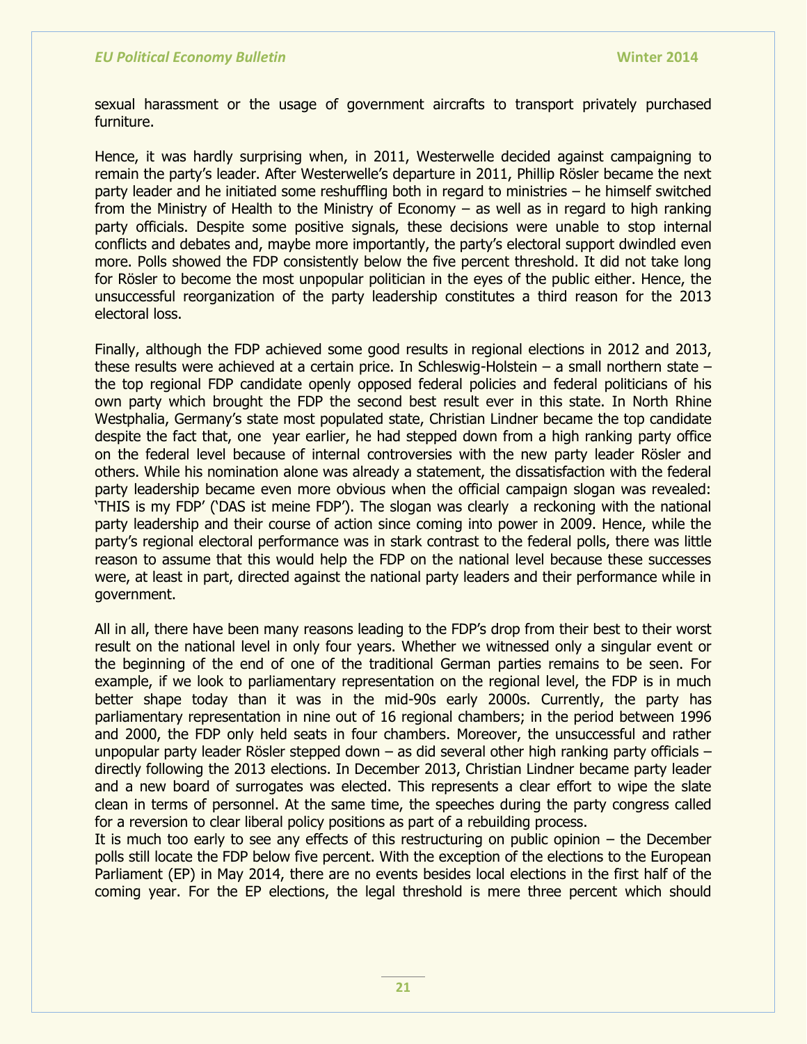sexual harassment or the usage of government aircrafts to transport privately purchased furniture.

Hence, it was hardly surprising when, in 2011, Westerwelle decided against campaigning to remain the party's leader. After Westerwelle's departure in 2011, Phillip Rösler became the next party leader and he initiated some reshuffling both in regard to ministries – he himself switched from the Ministry of Health to the Ministry of Economy – as well as in regard to high ranking party officials. Despite some positive signals, these decisions were unable to stop internal conflicts and debates and, maybe more importantly, the party's electoral support dwindled even more. Polls showed the FDP consistently below the five percent threshold. It did not take long for Rösler to become the most unpopular politician in the eyes of the public either. Hence, the unsuccessful reorganization of the party leadership constitutes a third reason for the 2013 electoral loss.

Finally, although the FDP achieved some good results in regional elections in 2012 and 2013, these results were achieved at a certain price. In Schleswig-Holstein – a small northern state – the top regional FDP candidate openly opposed federal policies and federal politicians of his own party which brought the FDP the second best result ever in this state. In North Rhine Westphalia, Germany's state most populated state, Christian Lindner became the top candidate despite the fact that, one year earlier, he had stepped down from a high ranking party office on the federal level because of internal controversies with the new party leader Rösler and others. While his nomination alone was already a statement, the dissatisfaction with the federal party leadership became even more obvious when the official campaign slogan was revealed: 'THIS is my FDP' ('DAS ist meine FDP'). The slogan was clearly a reckoning with the national party leadership and their course of action since coming into power in 2009. Hence, while the party's regional electoral performance was in stark contrast to the federal polls, there was little reason to assume that this would help the FDP on the national level because these successes were, at least in part, directed against the national party leaders and their performance while in government.

All in all, there have been many reasons leading to the FDP's drop from their best to their worst result on the national level in only four years. Whether we witnessed only a singular event or the beginning of the end of one of the traditional German parties remains to be seen. For example, if we look to parliamentary representation on the regional level, the FDP is in much better shape today than it was in the mid-90s early 2000s. Currently, the party has parliamentary representation in nine out of 16 regional chambers; in the period between 1996 and 2000, the FDP only held seats in four chambers. Moreover, the unsuccessful and rather unpopular party leader Rösler stepped down – as did several other high ranking party officials – directly following the 2013 elections. In December 2013, Christian Lindner became party leader and a new board of surrogates was elected. This represents a clear effort to wipe the slate clean in terms of personnel. At the same time, the speeches during the party congress called for a reversion to clear liberal policy positions as part of a rebuilding process.

It is much too early to see any effects of this restructuring on public opinion – the December polls still locate the FDP below five percent. With the exception of the elections to the European Parliament (EP) in May 2014, there are no events besides local elections in the first half of the coming year. For the EP elections, the legal threshold is mere three percent which should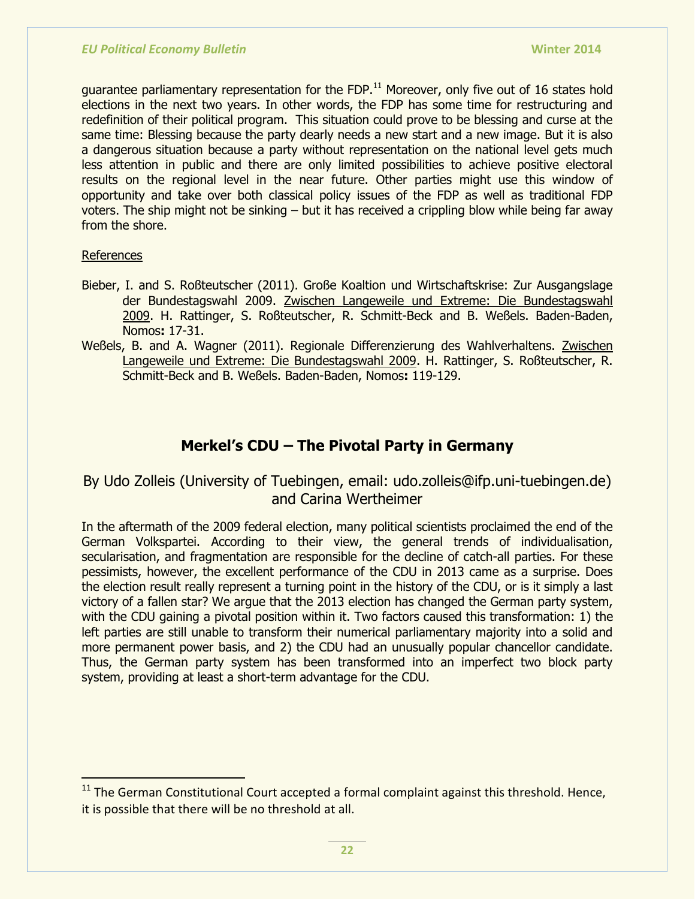guarantee parliamentary representation for the FDP.[11] Moreover, only five out of 16 states hold elections in the next two years. In other words, the FDP has some time for restructuring and redefinition of their political program. This situation could prove to be blessing and curse at the same time: Blessing because the party dearly needs a new start and a new image. But it is also a dangerous situation because a party without representation on the national level gets much less attention in public and there are only limited possibilities to achieve positive electoral results on the regional level in the near future. Other parties might use this window of opportunity and take over both classical policy issues of the FDP as well as traditional FDP voters. The ship might not be sinking – but it has received a crippling blow while being far away from the shore.

References

Bieber, I. and S. Roßteutscher (2011). Große Koaltion und Wirtschaftskrise: Zur Ausgangslage der Bundestagswahl 2009. Zwischen Langeweile und Extreme: Die Bundestagswahl 2009. H. Rattinger, S. Roßteutscher, R. Schmitt-Beck and B. Weßels. Baden-Baden, Nomos**:** 17-31.

Weßels, B. and A. Wagner (2011). Regionale Differenzierung des Wahlverhaltens. Zwischen Langeweile und Extreme: Die Bundestagswahl 2009. H. Rattinger, S. Roßteutscher, R. Schmitt-Beck and B. Weßels. Baden-Baden, Nomos**:** 119-129.

## Merkel's CDU – The Pivotal Party in Germany

By Udo Zolleis (University of Tuebingen, email: udo.zolleis@ifp.uni-tuebingen.de) and Carina Wertheimer

In the aftermath of the 2009 federal election, many political scientists proclaimed the end of the German Volkspartei. According to their view, the general trends of individualisation, secularisation, and fragmentation are responsible for the decline of catch-all parties. For these pessimists, however, the excellent performance of the CDU in 2013 came as a surprise. Does the election result really represent a turning point in the history of the CDU, or is it simply a last victory of a fallen star? We argue that the 2013 election has changed the German party system, with the CDU gaining a pivotal position within it. Two factors caused this transformation: 1) the left parties are still unable to transform their numerical parliamentary majority into a solid and more permanent power basis, and 2) the CDU had an unusually popular chancellor candidate. Thus, the German party system has been transformed into an imperfect two block party system, providing at least a short-term advantage for the CDU.

[11] The German Constitutional Court accepted a formal complaint against this threshold. Hence, it is possible that there will be no threshold at all.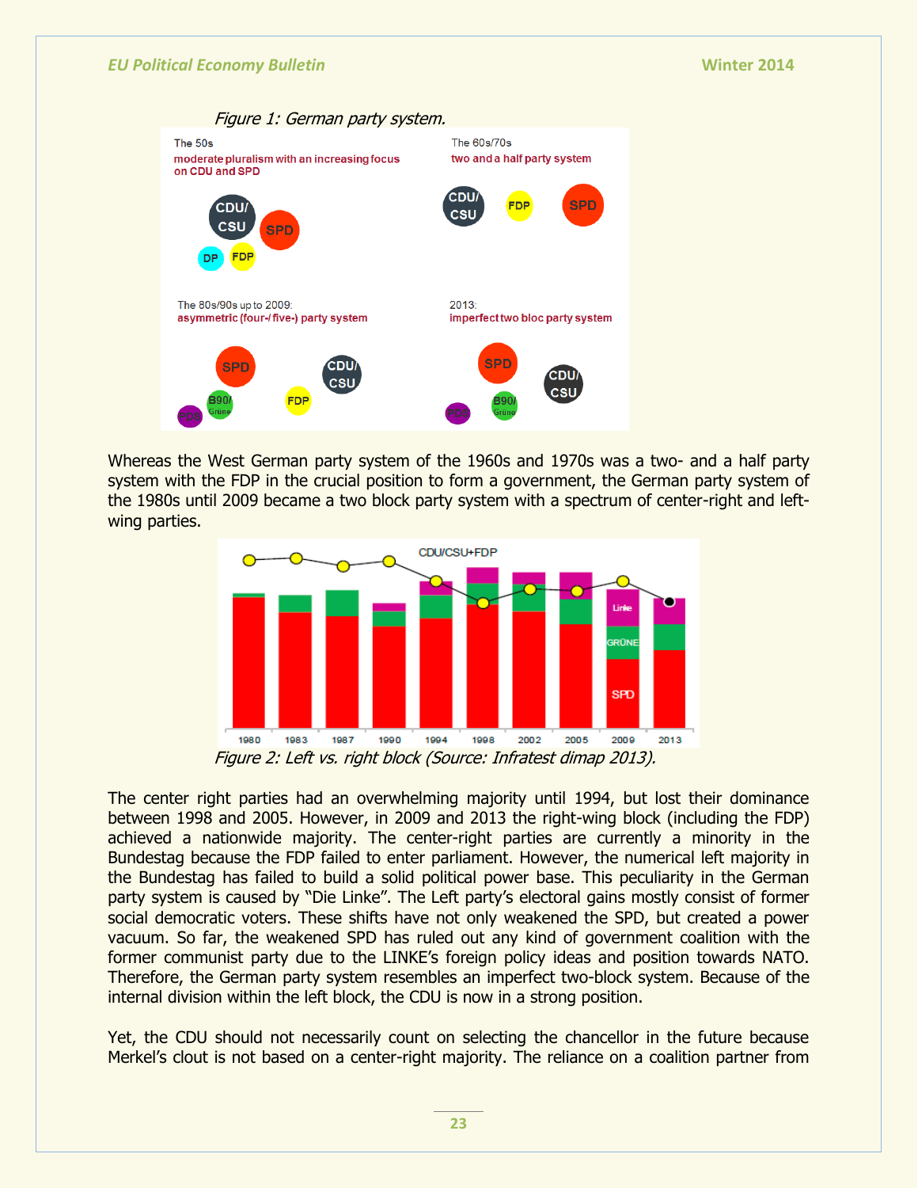*Figure 1: German party system.*

Whereas the West German party system of the 1960s and 1970s was a two- and a half party system with the FDP in the crucial position to form a government, the German party system of the 1980s until 2009 became a two block party system with a spectrum of center-right and left-wing parties.

*Figure 2: Left vs. right block (Source: Infratest dimap 2013).*

The center right parties had an overwhelming majority until 1994, but lost their dominance between 1998 and 2005. However, in 2009 and 2013 the right-wing block (including the FDP) achieved a nationwide majority. The center-right parties are currently a minority in the Bundestag because the FDP failed to enter parliament. However, the numerical left majority in the Bundestag has failed to build a solid political power base. This peculiarity in the German party system is caused by "Die Linke". The Left party's electoral gains mostly consist of former social democratic voters. These shifts have not only weakened the SPD, but created a power vacuum. So far, the weakened SPD has ruled out any kind of government coalition with the former communist party due to the LINKE's foreign policy ideas and position towards NATO. Therefore, the German party system resembles an imperfect two-block system. Because of the internal division within the left block, the CDU is now in a strong position.

Yet, the CDU should not necessarily count on selecting the chancellor in the future because Merkel's clout is not based on a center-right majority. The reliance on a coalition partner from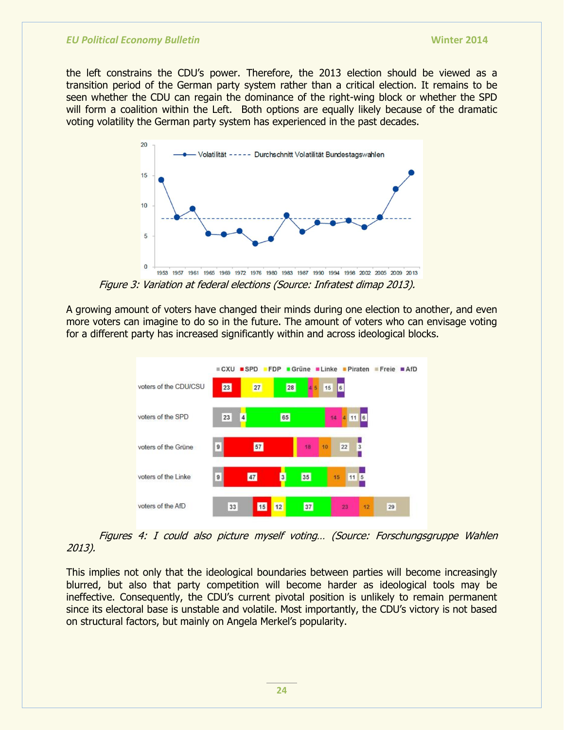the left constrains the CDU's power. Therefore, the 2013 election should be viewed as a transition period of the German party system rather than a critical election. It remains to be seen whether the CDU can regain the dominance of the right-wing block or whether the SPD will form a coalition within the Left. Both options are equally likely because of the dramatic voting volatility the German party system has experienced in the past decades.

*Figure 3: Variation at federal elections (Source: Infratest dimap 2013).*

A growing amount of voters have changed their minds during one election to another, and even more voters can imagine to do so in the future. The amount of voters who can envisage voting for a different party has increased significantly within and across ideological blocks.

*Figures 4: I could also picture myself voting… (Source: Forschungsgruppe Wahlen 2013).*

This implies not only that the ideological boundaries between parties will become increasingly blurred, but also that party competition will become harder as ideological tools may be ineffective. Consequently, the CDU's current pivotal position is unlikely to remain permanent since its electoral base is unstable and volatile. Most importantly, the CDU's victory is not based on structural factors, but mainly on Angela Merkel's popularity.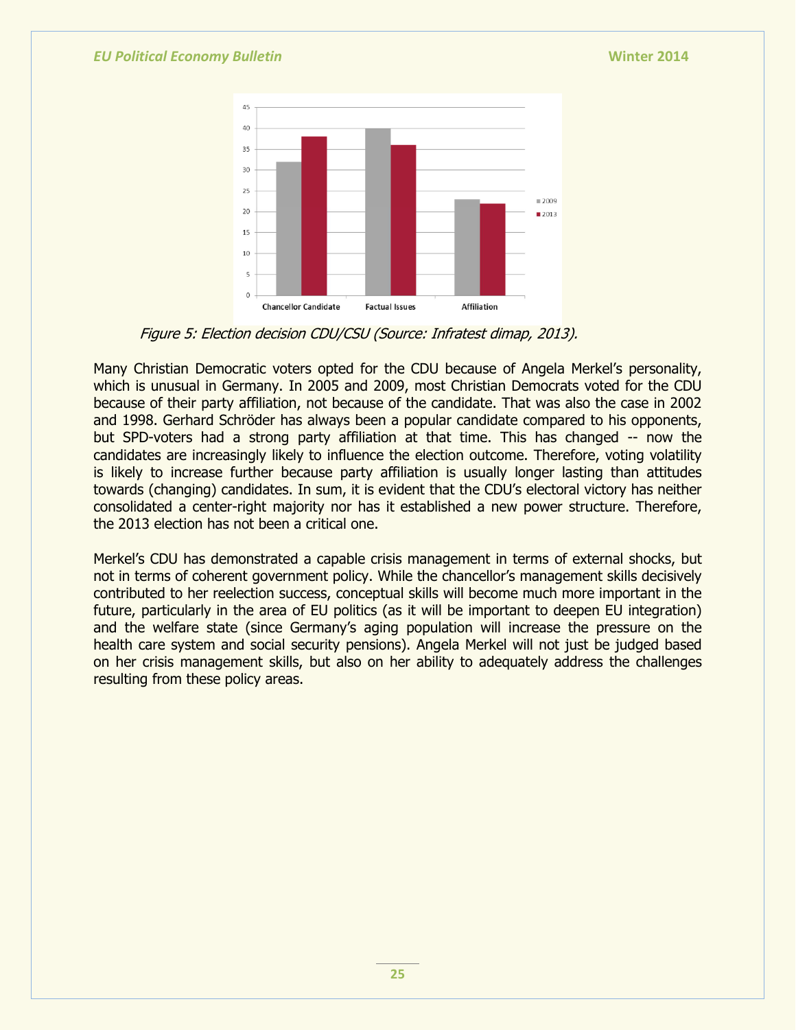*Figure 5: Election decision CDU/CSU (Source: Infratest dimap, 2013).*

Many Christian Democratic voters opted for the CDU because of Angela Merkel's personality, which is unusual in Germany. In 2005 and 2009, most Christian Democrats voted for the CDU because of their party affiliation, not because of the candidate. That was also the case in 2002 and 1998. Gerhard Schröder has always been a popular candidate compared to his opponents, but SPD-voters had a strong party affiliation at that time. This has changed -- now the candidates are increasingly likely to influence the election outcome. Therefore, voting volatility is likely to increase further because party affiliation is usually longer lasting than attitudes towards (changing) candidates. In sum, it is evident that the CDU's electoral victory has neither consolidated a center-right majority nor has it established a new power structure. Therefore, the 2013 election has not been a critical one.

Merkel's CDU has demonstrated a capable crisis management in terms of external shocks, but not in terms of coherent government policy. While the chancellor's management skills decisively contributed to her reelection success, conceptual skills will become much more important in the future, particularly in the area of EU politics (as it will be important to deepen EU integration) and the welfare state (since Germany's aging population will increase the pressure on the health care system and social security pensions). Angela Merkel will not just be judged based on her crisis management skills, but also on her ability to adequately address the challenges resulting from these policy areas.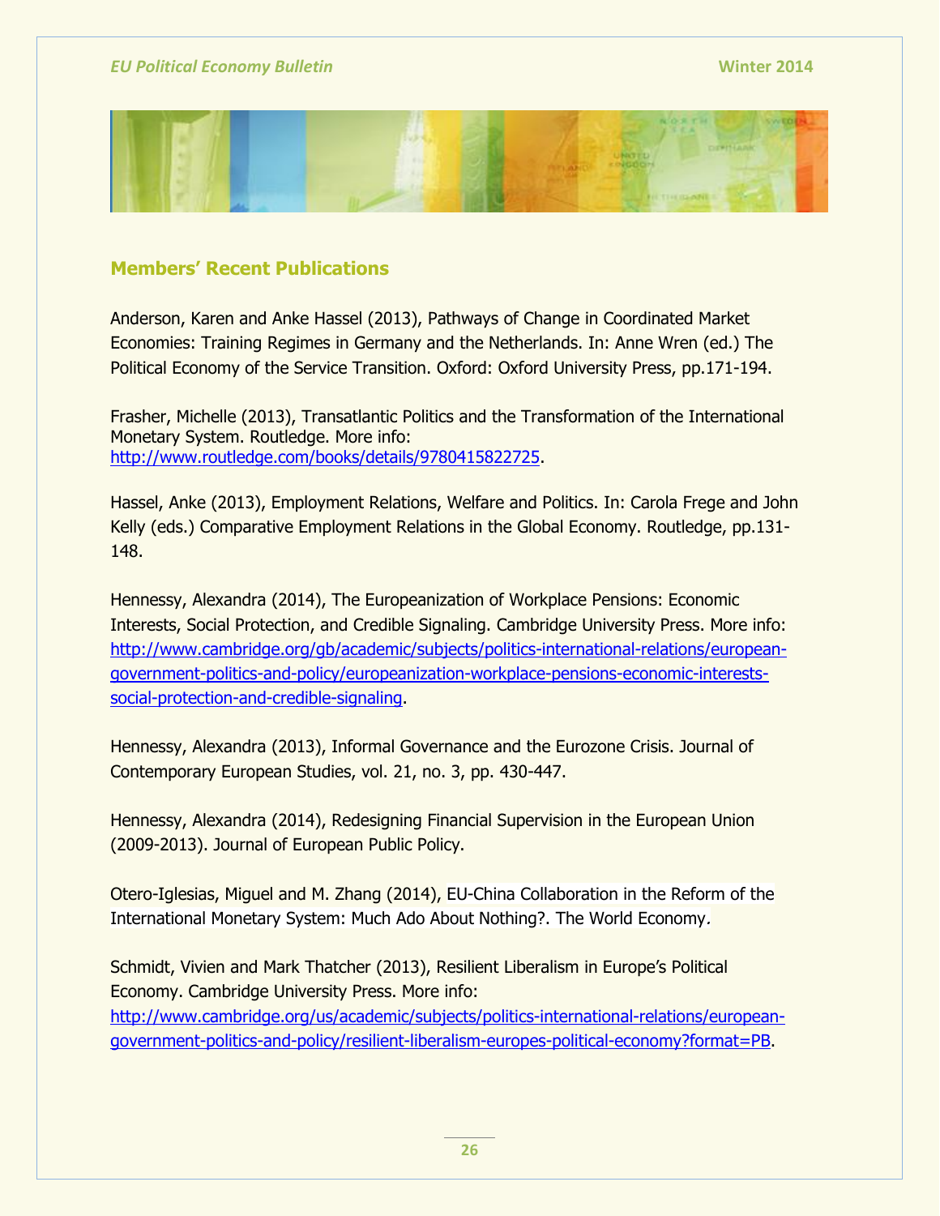## Members' Recent Publications

Anderson, Karen and Anke Hassel (2013), Pathways of Change in Coordinated Market Economies: Training Regimes in Germany and the Netherlands. In: Anne Wren (ed.) The Political Economy of the Service Transition. Oxford: Oxford University Press, pp.171-194.

Frasher, Michelle (2013), Transatlantic Politics and the Transformation of the International Monetary System. Routledge. More info: [http://www.routledge.com/books/details/9780415822725](http://www.routledge.com/books/details/9780415822725).

Hassel, Anke (2013), Employment Relations, Welfare and Politics. In: Carola Frege and John Kelly (eds.) Comparative Employment Relations in the Global Economy. Routledge, pp.131-148.

Hennessy, Alexandra (2014), The Europeanization of Workplace Pensions: Economic Interests, Social Protection, and Credible Signaling. Cambridge University Press. More info: [http://www.cambridge.org/gb/academic/subjects/politics-international-relations/european-government-politics-and-policy/europeanization-workplace-pensions-economic-interests-social-protection-and-credible-signaling](http://www.cambridge.org/gb/academic/subjects/politics-international-relations/european-government-politics-and-policy/europeanization-workplace-pensions-economic-interests-social-protection-and-credible-signaling).

Hennessy, Alexandra (2013), Informal Governance and the Eurozone Crisis. Journal of Contemporary European Studies, vol. 21, no. 3, pp. 430-447.

Hennessy, Alexandra (2014), Redesigning Financial Supervision in the European Union (2009-2013). Journal of European Public Policy.

Otero-Iglesias, Miguel and M. Zhang (2014), EU-China Collaboration in the Reform of the International Monetary System: Much Ado About Nothing?. The World Economy.

Schmidt, Vivien and Mark Thatcher (2013), Resilient Liberalism in Europe's Political Economy. Cambridge University Press. More info: [http://www.cambridge.org/us/academic/subjects/politics-international-relations/european-government-politics-and-policy/resilient-liberalism-europes-political-economy?format=PB](http://www.cambridge.org/us/academic/subjects/politics-international-relations/european-government-politics-and-policy/resilient-liberalism-europes-political-economy?format=PB).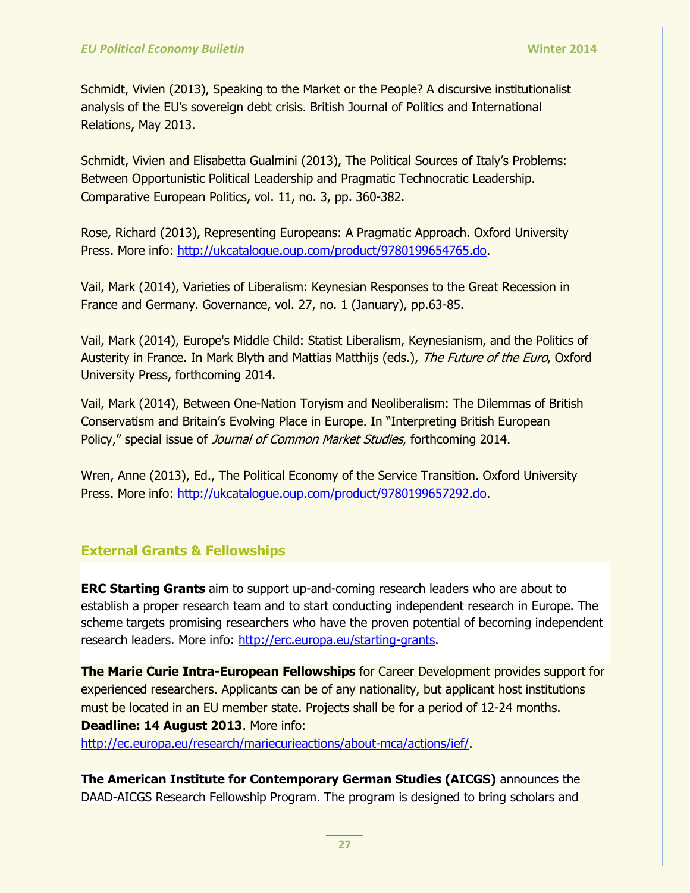Schmidt, Vivien (2013), Speaking to the Market or the People? A discursive institutionalist analysis of the EU's sovereign debt crisis. British Journal of Politics and International Relations, May 2013.

Schmidt, Vivien and Elisabetta Gualmini (2013), The Political Sources of Italy's Problems: Between Opportunistic Political Leadership and Pragmatic Technocratic Leadership. Comparative European Politics, vol. 11, no. 3, pp. 360-382.

Rose, Richard (2013), Representing Europeans: A Pragmatic Approach. Oxford University Press. More info: http://ukcatalogue.oup.com/product/9780199654765.do.

Vail, Mark (2014), Varieties of Liberalism: Keynesian Responses to the Great Recession in France and Germany. Governance, vol. 27, no. 1 (January), pp.63-85.

Vail, Mark (2014), Europe's Middle Child: Statist Liberalism, Keynesianism, and the Politics of Austerity in France. In Mark Blyth and Mattias Matthijs (eds.), *The Future of the Euro*, Oxford University Press, forthcoming 2014.

Vail, Mark (2014), Between One-Nation Toryism and Neoliberalism: The Dilemmas of British Conservatism and Britain's Evolving Place in Europe. In "Interpreting British European Policy," special issue of *Journal of Common Market Studies*, forthcoming 2014.

Wren, Anne (2013), Ed., The Political Economy of the Service Transition. Oxford University Press. More info: http://ukcatalogue.oup.com/product/9780199657292.do.

## External Grants & Fellowships

**ERC Starting Grants** aim to support up-and-coming research leaders who are about to establish a proper research team and to start conducting independent research in Europe. The scheme targets promising researchers who have the proven potential of becoming independent research leaders. More info: http://erc.europa.eu/starting-grants.

**The Marie Curie Intra-European Fellowships** for Career Development provides support for experienced researchers. Applicants can be of any nationality, but applicant host institutions must be located in an EU member state. Projects shall be for a period of 12-24 months. **Deadline: 14 August 2013**. More info: http://ec.europa.eu/research/mariecurieactions/about-mca/actions/ief/.

**The American Institute for Contemporary German Studies (AICGS)** announces the DAAD-AICGS Research Fellowship Program. The program is designed to bring scholars and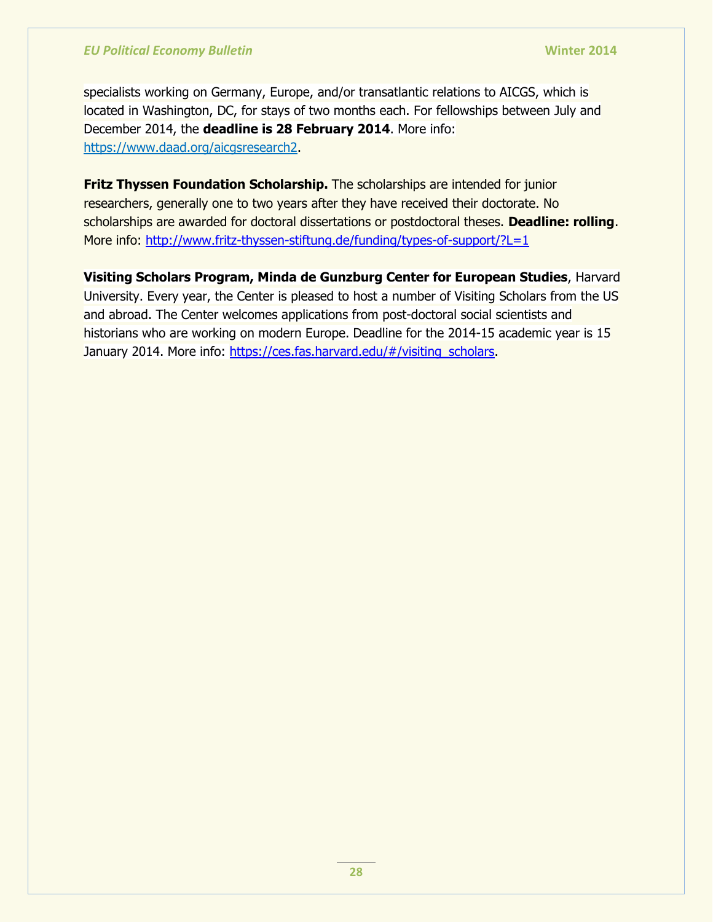specialists working on Germany, Europe, and/or transatlantic relations to AICGS, which is located in Washington, DC, for stays of two months each. For fellowships between July and December 2014, the **deadline is 28 February 2014**. More info: [https://www.daad.org/aicgsresearch2](https://www.daad.org/aicgsresearch2).

**Fritz Thyssen Foundation Scholarship.** The scholarships are intended for junior researchers, generally one to two years after they have received their doctorate. No scholarships are awarded for doctoral dissertations or postdoctoral theses. **Deadline: rolling**. More info: [http://www.fritz-thyssen-stiftung.de/funding/types-of-support/?L=1](http://www.fritz-thyssen-stiftung.de/funding/types-of-support/?L=1)

**Visiting Scholars Program, Minda de Gunzburg Center for European Studies**, Harvard University. Every year, the Center is pleased to host a number of Visiting Scholars from the US and abroad. The Center welcomes applications from post-doctoral social scientists and historians who are working on modern Europe. Deadline for the 2014-15 academic year is 15 January 2014. More info: [https://ces.fas.harvard.edu/#/visiting_scholars](https://ces.fas.harvard.edu/#/visiting_scholars).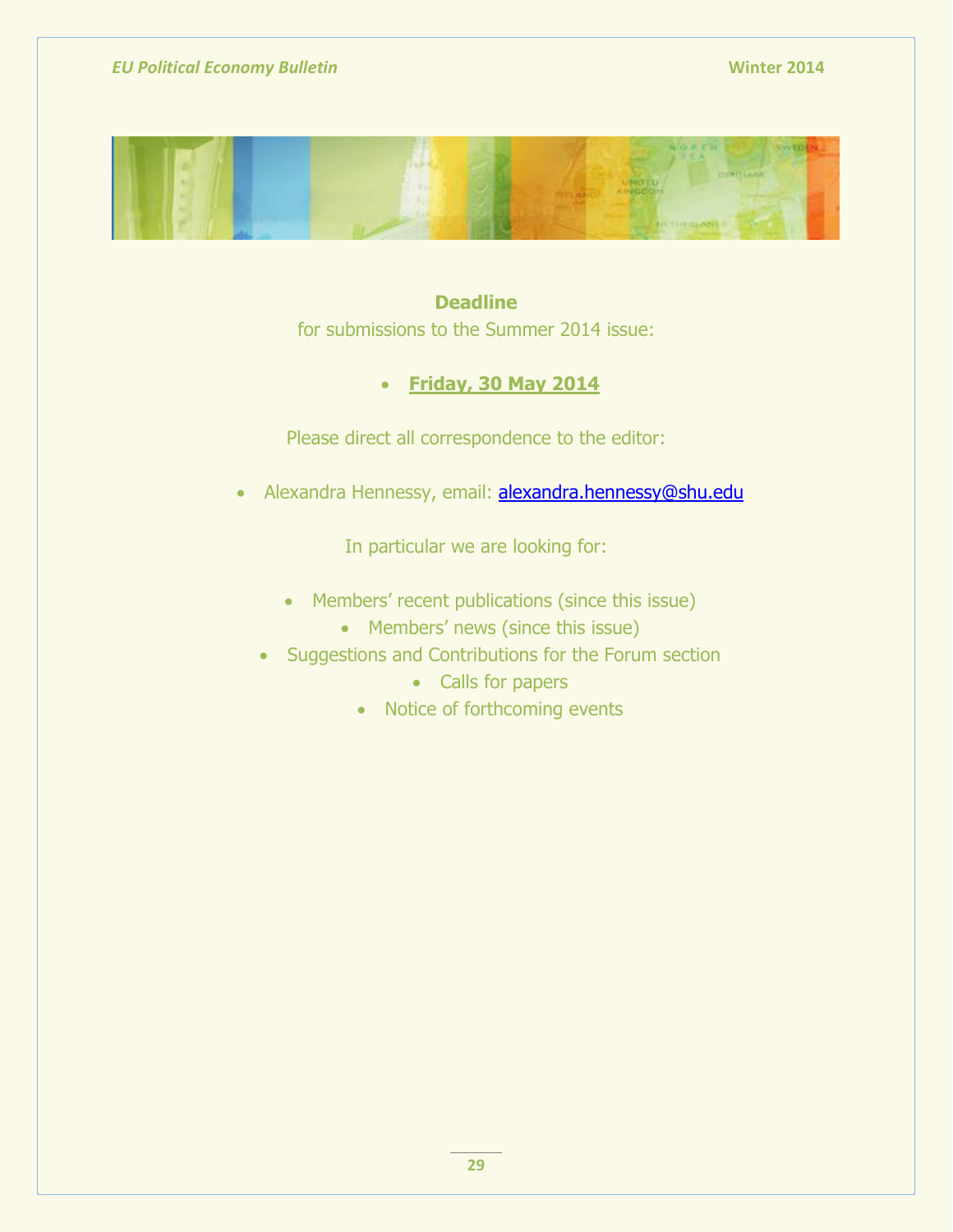**Deadline**

for submissions to the Summer 2014 issue:

- **Friday, 30 May 2014**

Please direct all correspondence to the editor:

- Alexandra Hennessy, email: alexandra.hennessy@shu.edu

In particular we are looking for:

- Members' recent publications (since this issue)
- Members' news (since this issue)
- Suggestions and Contributions for the Forum section
- Calls for papers
- Notice of forthcoming events